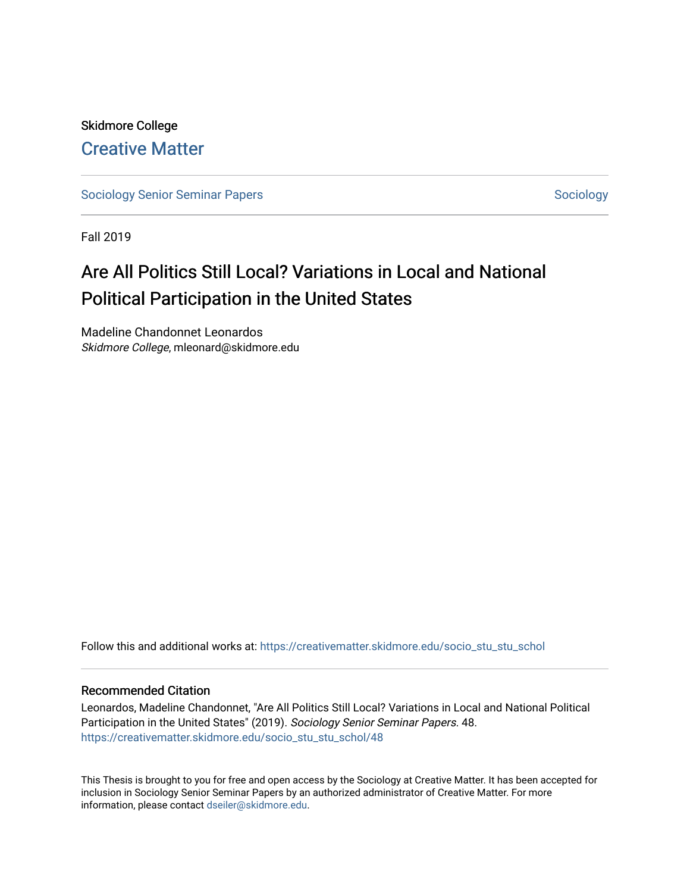Skidmore College

## Creative Matter

Sociology Senior Seminar Papers | Sociology

Fall 2019

# Are All Politics Still Local? Variations in Local and National Political Participation in the United States

Madeline Chandonnet Leonardos
*Skidmore College*, mleonard@skidmore.edu

Follow this and additional works at: https://creativematter.skidmore.edu/socio_stu_stu_schol

### Recommended Citation

Leonardos, Madeline Chandonnet, "Are All Politics Still Local? Variations in Local and National Political Participation in the United States" (2019). *Sociology Senior Seminar Papers*. 48.
https://creativematter.skidmore.edu/socio_stu_stu_schol/48

This Thesis is brought to you for free and open access by the Sociology at Creative Matter. It has been accepted for inclusion in Sociology Senior Seminar Papers by an authorized administrator of Creative Matter. For more information, please contact dseiler@skidmore.edu.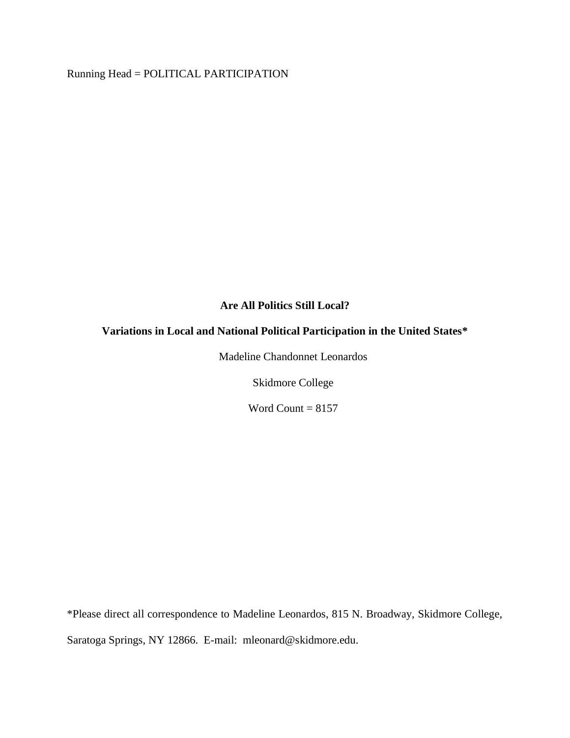Running Head = POLITICAL PARTICIPATION

**Are All Politics Still Local?**

**Variations in Local and National Political Participation in the United States***

Madeline Chandonnet Leonardos

Skidmore College

Word Count = 8157

*Please direct all correspondence to Madeline Leonardos, 815 N. Broadway, Skidmore College, Saratoga Springs, NY 12866. E-mail: mleonard@skidmore.edu.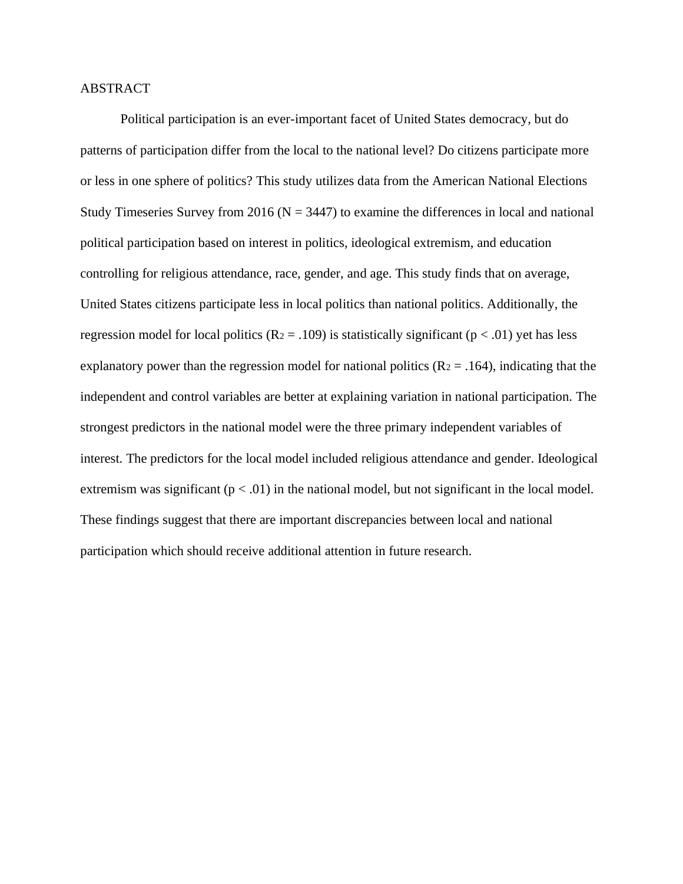# ABSTRACT

Political participation is an ever-important facet of United States democracy, but do patterns of participation differ from the local to the national level? Do citizens participate more or less in one sphere of politics? This study utilizes data from the American National Elections Study Timeseries Survey from 2016 (N = 3447) to examine the differences in local and national political participation based on interest in politics, ideological extremism, and education controlling for religious attendance, race, gender, and age. This study finds that on average, United States citizens participate less in local politics than national politics. Additionally, the regression model for local politics ($R^2 = .109$) is statistically significant ($p < .01$) yet has less explanatory power than the regression model for national politics ($R^2 = .164$), indicating that the independent and control variables are better at explaining variation in national participation. The strongest predictors in the national model were the three primary independent variables of interest. The predictors for the local model included religious attendance and gender. Ideological extremism was significant ($p < .01$) in the national model, but not significant in the local model. These findings suggest that there are important discrepancies between local and national participation which should receive additional attention in future research.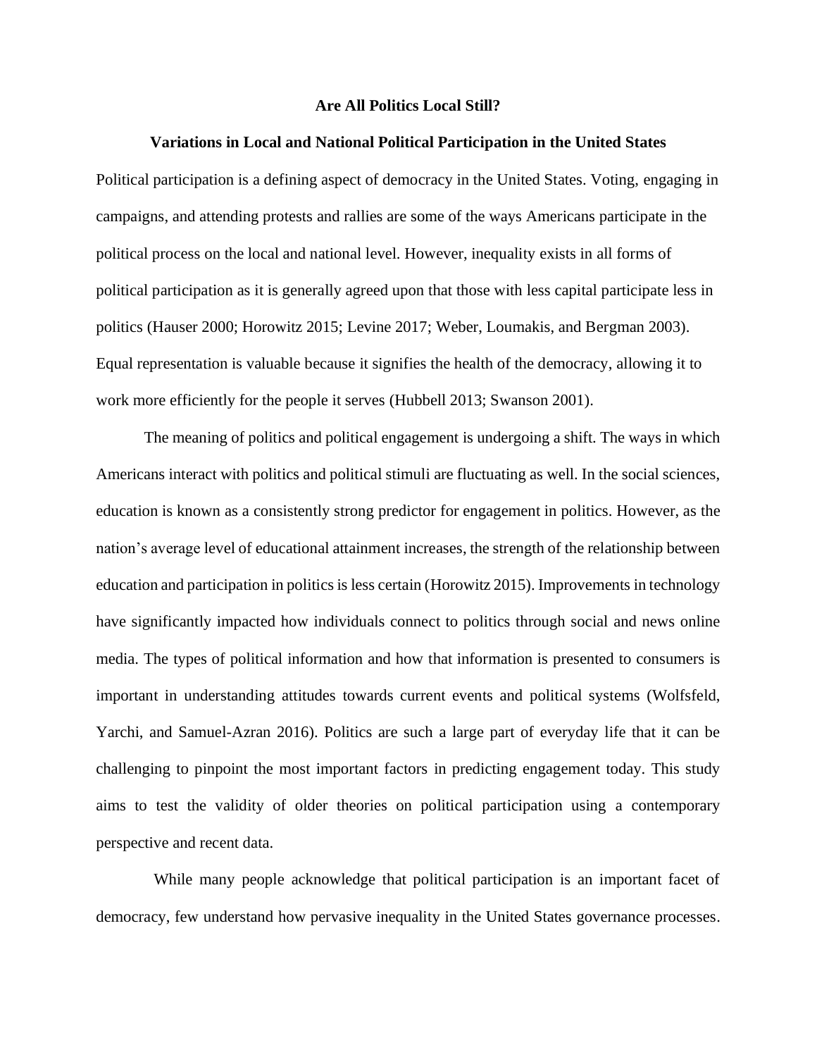# Are All Politics Local Still?

## Variations in Local and National Political Participation in the United States

Political participation is a defining aspect of democracy in the United States. Voting, engaging in campaigns, and attending protests and rallies are some of the ways Americans participate in the political process on the local and national level. However, inequality exists in all forms of political participation as it is generally agreed upon that those with less capital participate less in politics (Hauser 2000; Horowitz 2015; Levine 2017; Weber, Loumakis, and Bergman 2003). Equal representation is valuable because it signifies the health of the democracy, allowing it to work more efficiently for the people it serves (Hubbell 2013; Swanson 2001).

The meaning of politics and political engagement is undergoing a shift. The ways in which Americans interact with politics and political stimuli are fluctuating as well. In the social sciences, education is known as a consistently strong predictor for engagement in politics. However, as the nation's average level of educational attainment increases, the strength of the relationship between education and participation in politics is less certain (Horowitz 2015). Improvements in technology have significantly impacted how individuals connect to politics through social and news online media. The types of political information and how that information is presented to consumers is important in understanding attitudes towards current events and political systems (Wolfsfeld, Yarchi, and Samuel-Azran 2016). Politics are such a large part of everyday life that it can be challenging to pinpoint the most important factors in predicting engagement today. This study aims to test the validity of older theories on political participation using a contemporary perspective and recent data.

While many people acknowledge that political participation is an important facet of democracy, few understand how pervasive inequality in the United States governance processes.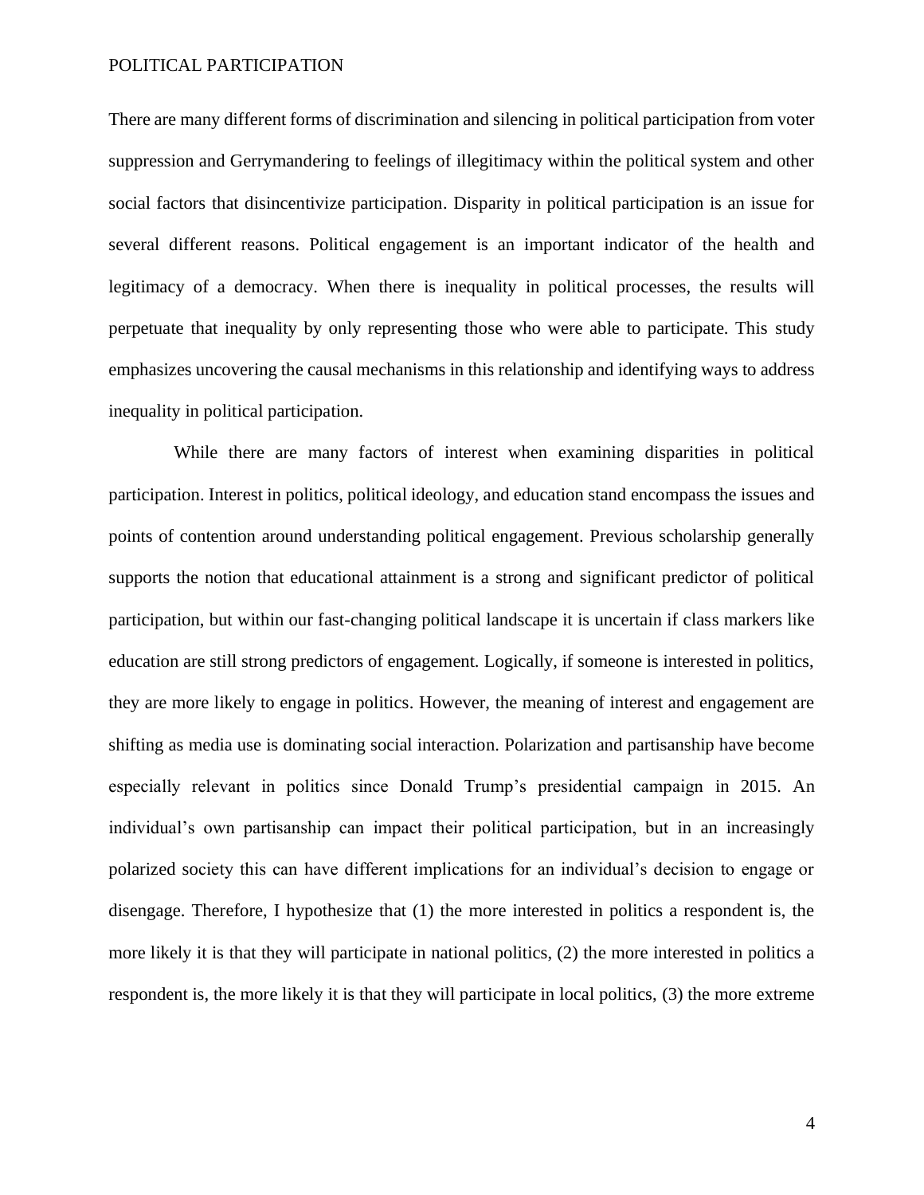There are many different forms of discrimination and silencing in political participation from voter suppression and Gerrymandering to feelings of illegitimacy within the political system and other social factors that disincentivize participation. Disparity in political participation is an issue for several different reasons. Political engagement is an important indicator of the health and legitimacy of a democracy. When there is inequality in political processes, the results will perpetuate that inequality by only representing those who were able to participate. This study emphasizes uncovering the causal mechanisms in this relationship and identifying ways to address inequality in political participation.

While there are many factors of interest when examining disparities in political participation. Interest in politics, political ideology, and education stand encompass the issues and points of contention around understanding political engagement. Previous scholarship generally supports the notion that educational attainment is a strong and significant predictor of political participation, but within our fast-changing political landscape it is uncertain if class markers like education are still strong predictors of engagement. Logically, if someone is interested in politics, they are more likely to engage in politics. However, the meaning of interest and engagement are shifting as media use is dominating social interaction. Polarization and partisanship have become especially relevant in politics since Donald Trump's presidential campaign in 2015. An individual's own partisanship can impact their political participation, but in an increasingly polarized society this can have different implications for an individual's decision to engage or disengage. Therefore, I hypothesize that (1) the more interested in politics a respondent is, the more likely it is that they will participate in national politics, (2) the more interested in politics a respondent is, the more likely it is that they will participate in local politics, (3) the more extreme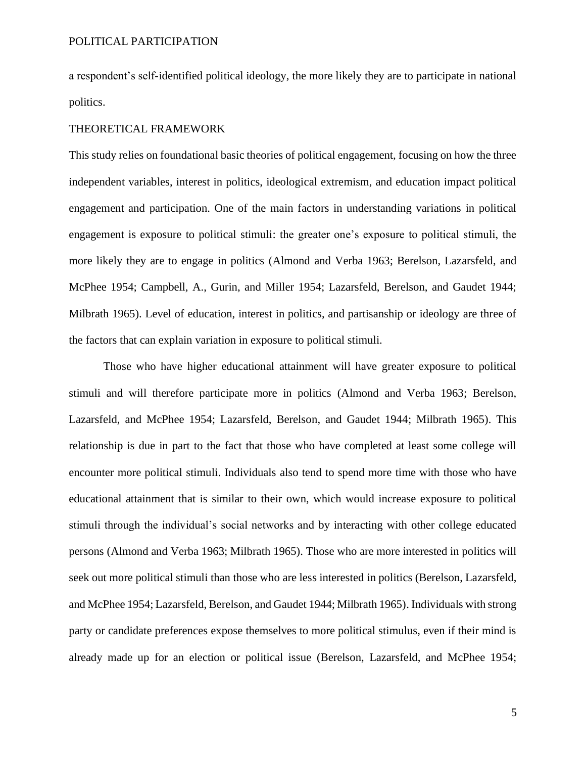a respondent's self-identified political ideology, the more likely they are to participate in national politics.

## THEORETICAL FRAMEWORK

This study relies on foundational basic theories of political engagement, focusing on how the three independent variables, interest in politics, ideological extremism, and education impact political engagement and participation. One of the main factors in understanding variations in political engagement is exposure to political stimuli: the greater one's exposure to political stimuli, the more likely they are to engage in politics (Almond and Verba 1963; Berelson, Lazarsfeld, and McPhee 1954; Campbell, A., Gurin, and Miller 1954; Lazarsfeld, Berelson, and Gaudet 1944; Milbrath 1965). Level of education, interest in politics, and partisanship or ideology are three of the factors that can explain variation in exposure to political stimuli.

Those who have higher educational attainment will have greater exposure to political stimuli and will therefore participate more in politics (Almond and Verba 1963; Berelson, Lazarsfeld, and McPhee 1954; Lazarsfeld, Berelson, and Gaudet 1944; Milbrath 1965). This relationship is due in part to the fact that those who have completed at least some college will encounter more political stimuli. Individuals also tend to spend more time with those who have educational attainment that is similar to their own, which would increase exposure to political stimuli through the individual's social networks and by interacting with other college educated persons (Almond and Verba 1963; Milbrath 1965). Those who are more interested in politics will seek out more political stimuli than those who are less interested in politics (Berelson, Lazarsfeld, and McPhee 1954; Lazarsfeld, Berelson, and Gaudet 1944; Milbrath 1965). Individuals with strong party or candidate preferences expose themselves to more political stimulus, even if their mind is already made up for an election or political issue (Berelson, Lazarsfeld, and McPhee 1954;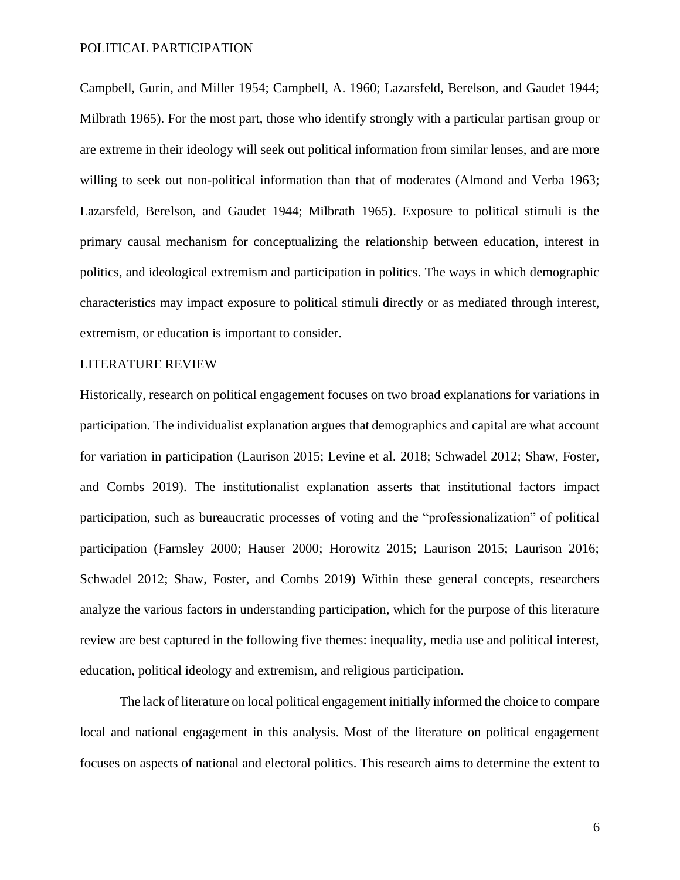Campbell, Gurin, and Miller 1954; Campbell, A. 1960; Lazarsfeld, Berelson, and Gaudet 1944; Milbrath 1965). For the most part, those who identify strongly with a particular partisan group or are extreme in their ideology will seek out political information from similar lenses, and are more willing to seek out non-political information than that of moderates (Almond and Verba 1963; Lazarsfeld, Berelson, and Gaudet 1944; Milbrath 1965). Exposure to political stimuli is the primary causal mechanism for conceptualizing the relationship between education, interest in politics, and ideological extremism and participation in politics. The ways in which demographic characteristics may impact exposure to political stimuli directly or as mediated through interest, extremism, or education is important to consider.

## LITERATURE REVIEW

Historically, research on political engagement focuses on two broad explanations for variations in participation. The individualist explanation argues that demographics and capital are what account for variation in participation (Laurison 2015; Levine et al. 2018; Schwadel 2012; Shaw, Foster, and Combs 2019). The institutionalist explanation asserts that institutional factors impact participation, such as bureaucratic processes of voting and the "professionalization" of political participation (Farnsley 2000; Hauser 2000; Horowitz 2015; Laurison 2015; Laurison 2016; Schwadel 2012; Shaw, Foster, and Combs 2019) Within these general concepts, researchers analyze the various factors in understanding participation, which for the purpose of this literature review are best captured in the following five themes: inequality, media use and political interest, education, political ideology and extremism, and religious participation.

The lack of literature on local political engagement initially informed the choice to compare local and national engagement in this analysis. Most of the literature on political engagement focuses on aspects of national and electoral politics. This research aims to determine the extent to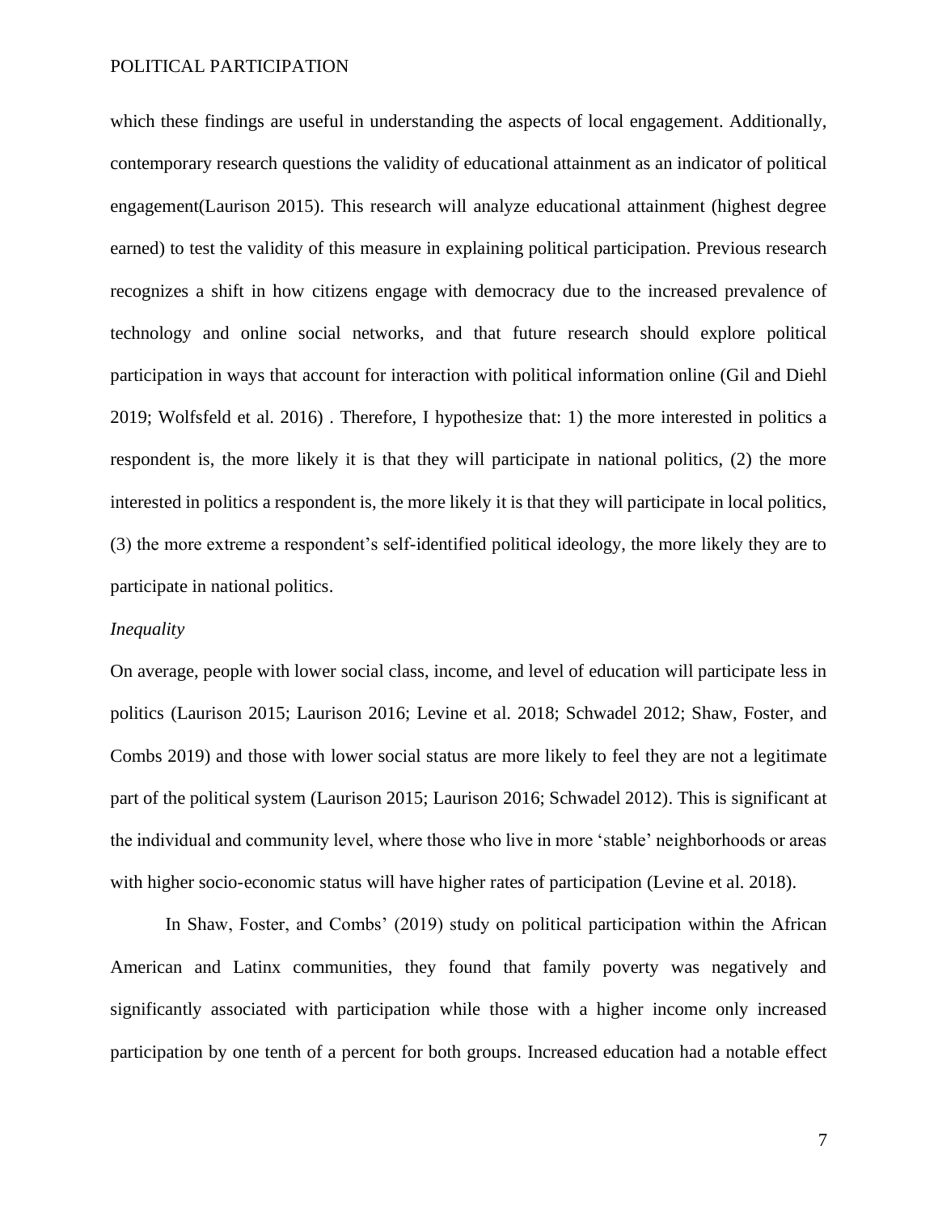which these findings are useful in understanding the aspects of local engagement. Additionally, contemporary research questions the validity of educational attainment as an indicator of political engagement(Laurison 2015). This research will analyze educational attainment (highest degree earned) to test the validity of this measure in explaining political participation. Previous research recognizes a shift in how citizens engage with democracy due to the increased prevalence of technology and online social networks, and that future research should explore political participation in ways that account for interaction with political information online (Gil and Diehl 2019; Wolfsfeld et al. 2016) . Therefore, I hypothesize that: 1) the more interested in politics a respondent is, the more likely it is that they will participate in national politics, (2) the more interested in politics a respondent is, the more likely it is that they will participate in local politics, (3) the more extreme a respondent's self-identified political ideology, the more likely they are to participate in national politics.

*Inequality*

On average, people with lower social class, income, and level of education will participate less in politics (Laurison 2015; Laurison 2016; Levine et al. 2018; Schwadel 2012; Shaw, Foster, and Combs 2019) and those with lower social status are more likely to feel they are not a legitimate part of the political system (Laurison 2015; Laurison 2016; Schwadel 2012). This is significant at the individual and community level, where those who live in more 'stable' neighborhoods or areas with higher socio-economic status will have higher rates of participation (Levine et al. 2018).

In Shaw, Foster, and Combs' (2019) study on political participation within the African American and Latinx communities, they found that family poverty was negatively and significantly associated with participation while those with a higher income only increased participation by one tenth of a percent for both groups. Increased education had a notable effect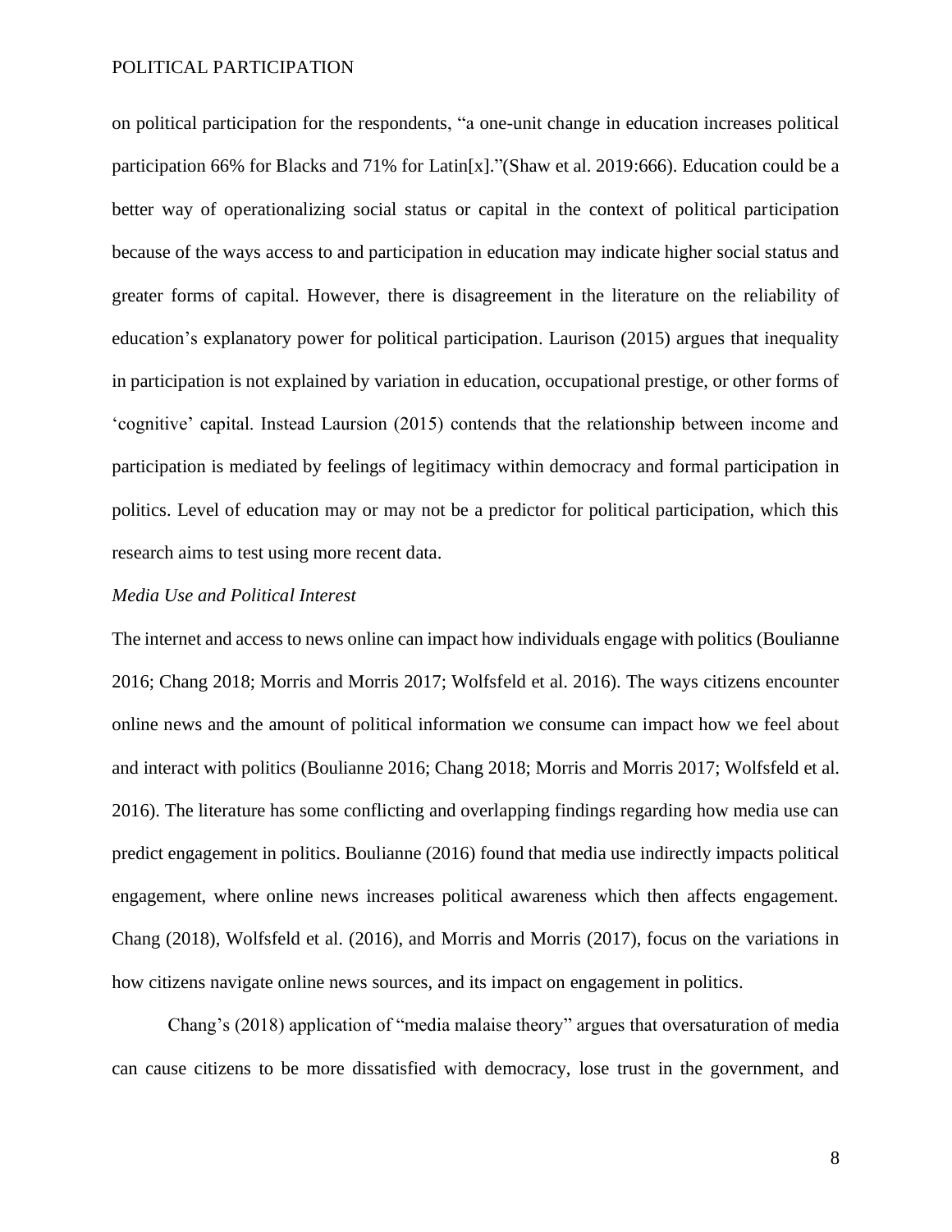on political participation for the respondents, "a one-unit change in education increases political participation 66% for Blacks and 71% for Latin[x]."(Shaw et al. 2019:666). Education could be a better way of operationalizing social status or capital in the context of political participation because of the ways access to and participation in education may indicate higher social status and greater forms of capital. However, there is disagreement in the literature on the reliability of education's explanatory power for political participation. Laurison (2015) argues that inequality in participation is not explained by variation in education, occupational prestige, or other forms of 'cognitive' capital. Instead Laursion (2015) contends that the relationship between income and participation is mediated by feelings of legitimacy within democracy and formal participation in politics. Level of education may or may not be a predictor for political participation, which this research aims to test using more recent data.

*Media Use and Political Interest*

The internet and access to news online can impact how individuals engage with politics (Boulianne 2016; Chang 2018; Morris and Morris 2017; Wolfsfeld et al. 2016). The ways citizens encounter online news and the amount of political information we consume can impact how we feel about and interact with politics (Boulianne 2016; Chang 2018; Morris and Morris 2017; Wolfsfeld et al. 2016). The literature has some conflicting and overlapping findings regarding how media use can predict engagement in politics. Boulianne (2016) found that media use indirectly impacts political engagement, where online news increases political awareness which then affects engagement. Chang (2018), Wolfsfeld et al. (2016), and Morris and Morris (2017), focus on the variations in how citizens navigate online news sources, and its impact on engagement in politics.

Chang's (2018) application of "media malaise theory" argues that oversaturation of media can cause citizens to be more dissatisfied with democracy, lose trust in the government, and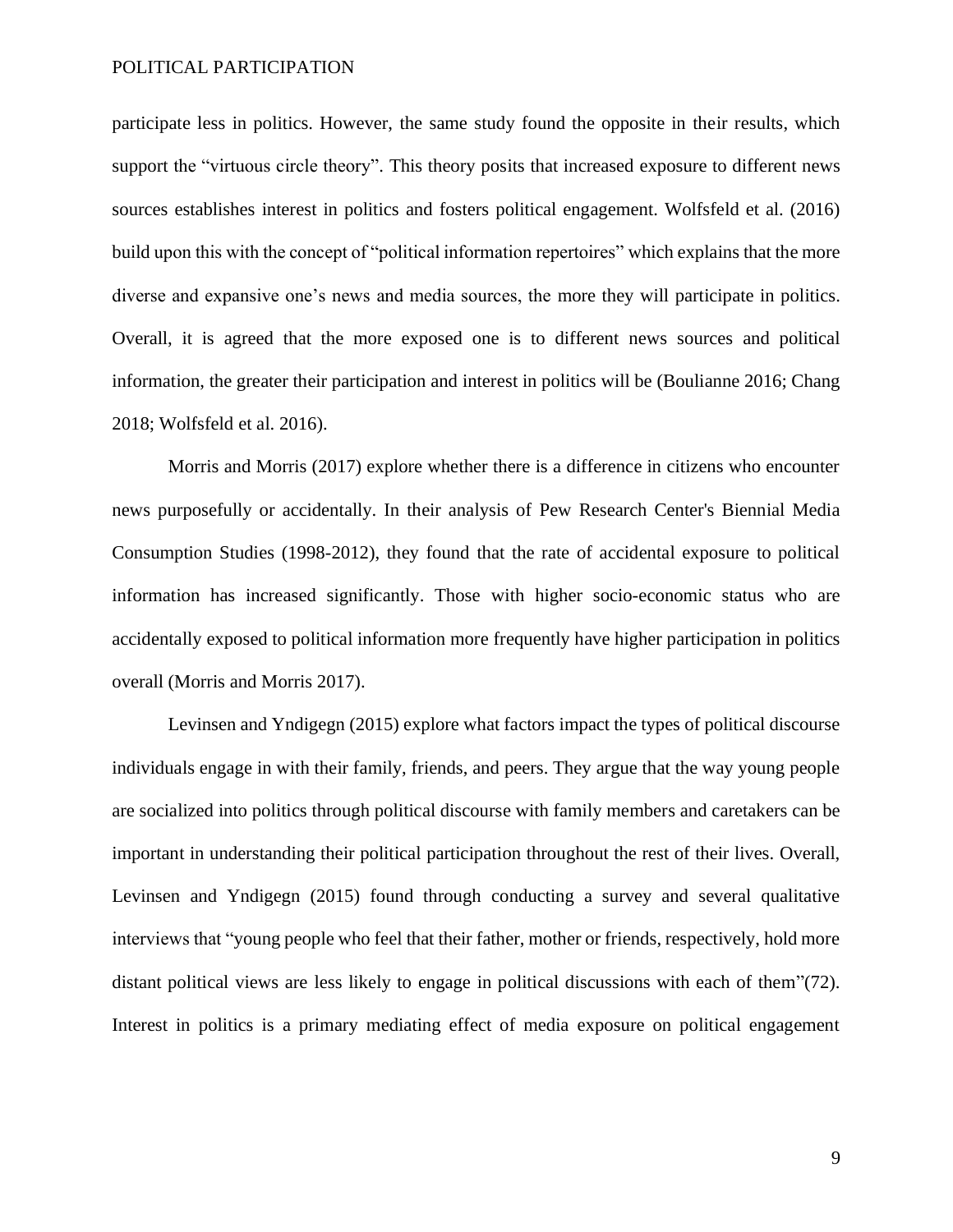participate less in politics. However, the same study found the opposite in their results, which support the "virtuous circle theory". This theory posits that increased exposure to different news sources establishes interest in politics and fosters political engagement. Wolfsfeld et al. (2016) build upon this with the concept of "political information repertoires" which explains that the more diverse and expansive one's news and media sources, the more they will participate in politics. Overall, it is agreed that the more exposed one is to different news sources and political information, the greater their participation and interest in politics will be (Boulianne 2016; Chang 2018; Wolfsfeld et al. 2016).

Morris and Morris (2017) explore whether there is a difference in citizens who encounter news purposefully or accidentally. In their analysis of Pew Research Center's Biennial Media Consumption Studies (1998-2012), they found that the rate of accidental exposure to political information has increased significantly. Those with higher socio-economic status who are accidentally exposed to political information more frequently have higher participation in politics overall (Morris and Morris 2017).

Levinsen and Yndigegn (2015) explore what factors impact the types of political discourse individuals engage in with their family, friends, and peers. They argue that the way young people are socialized into politics through political discourse with family members and caretakers can be important in understanding their political participation throughout the rest of their lives. Overall, Levinsen and Yndigegn (2015) found through conducting a survey and several qualitative interviews that "young people who feel that their father, mother or friends, respectively, hold more distant political views are less likely to engage in political discussions with each of them"(72). Interest in politics is a primary mediating effect of media exposure on political engagement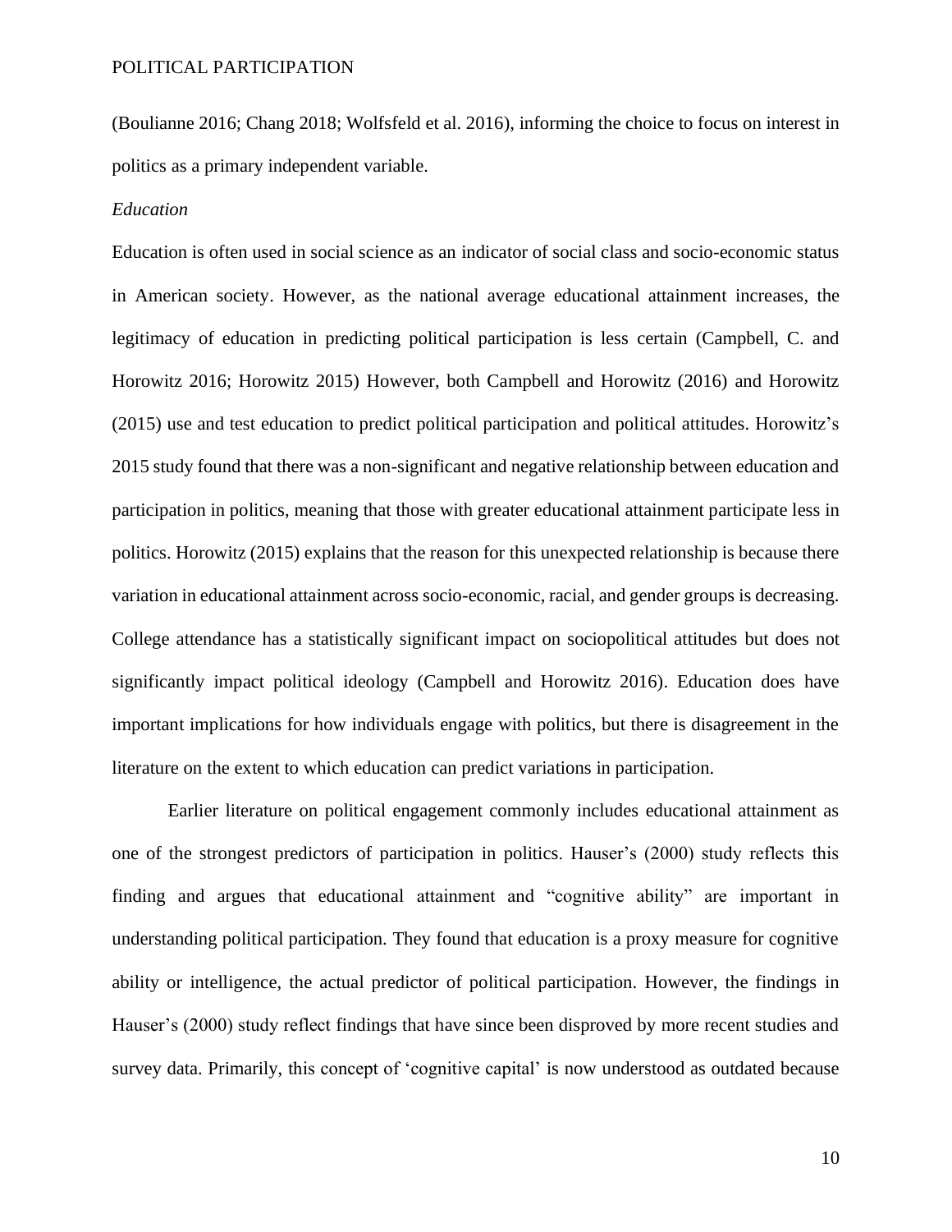(Boulianne 2016; Chang 2018; Wolfsfeld et al. 2016), informing the choice to focus on interest in politics as a primary independent variable.

*Education*

Education is often used in social science as an indicator of social class and socio-economic status in American society. However, as the national average educational attainment increases, the legitimacy of education in predicting political participation is less certain (Campbell, C. and Horowitz 2016; Horowitz 2015) However, both Campbell and Horowitz (2016) and Horowitz (2015) use and test education to predict political participation and political attitudes. Horowitz's 2015 study found that there was a non-significant and negative relationship between education and participation in politics, meaning that those with greater educational attainment participate less in politics. Horowitz (2015) explains that the reason for this unexpected relationship is because there variation in educational attainment across socio-economic, racial, and gender groups is decreasing. College attendance has a statistically significant impact on sociopolitical attitudes but does not significantly impact political ideology (Campbell and Horowitz 2016). Education does have important implications for how individuals engage with politics, but there is disagreement in the literature on the extent to which education can predict variations in participation.

Earlier literature on political engagement commonly includes educational attainment as one of the strongest predictors of participation in politics. Hauser's (2000) study reflects this finding and argues that educational attainment and "cognitive ability" are important in understanding political participation. They found that education is a proxy measure for cognitive ability or intelligence, the actual predictor of political participation. However, the findings in Hauser's (2000) study reflect findings that have since been disproved by more recent studies and survey data. Primarily, this concept of 'cognitive capital' is now understood as outdated because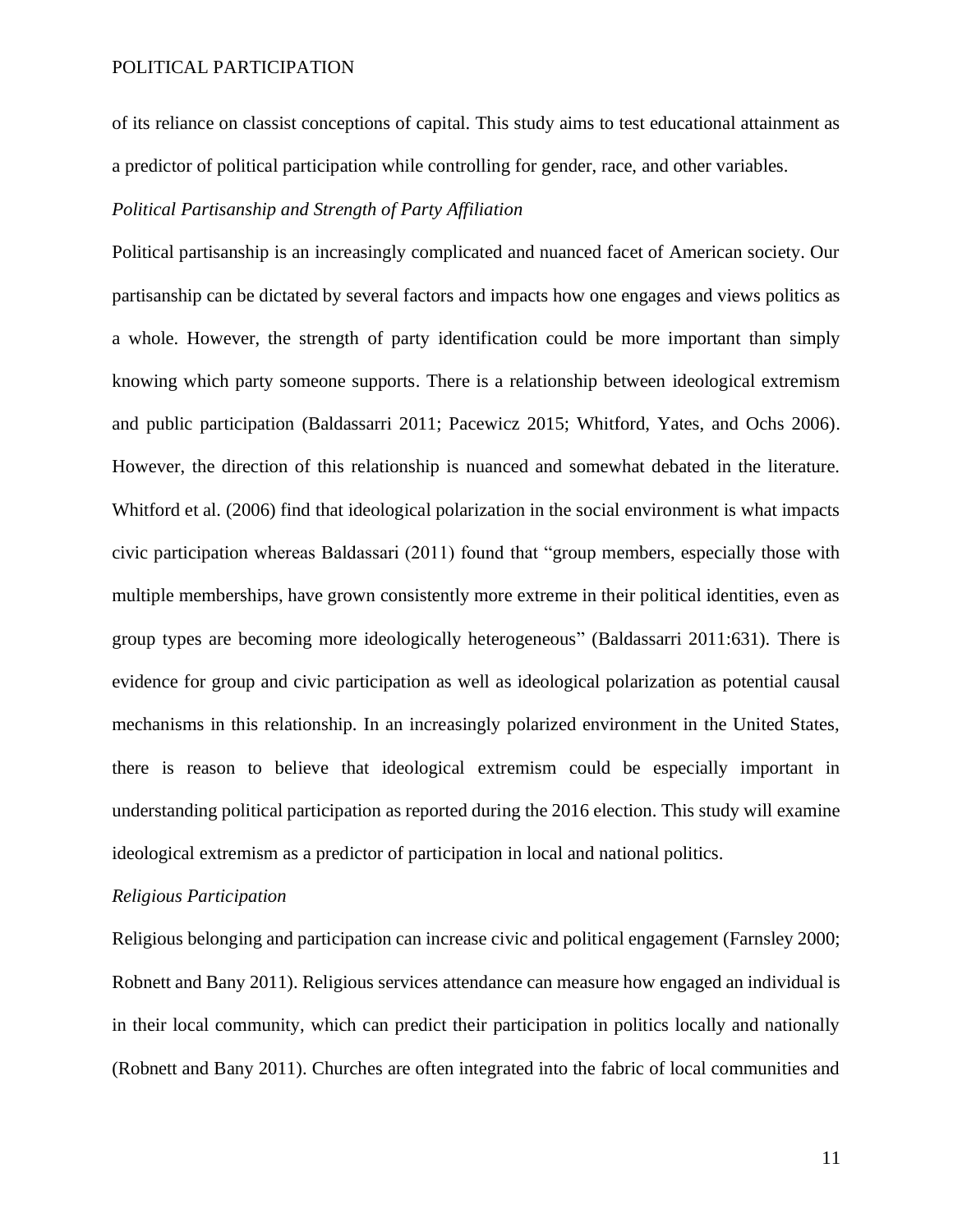of its reliance on classist conceptions of capital. This study aims to test educational attainment as a predictor of political participation while controlling for gender, race, and other variables.

*Political Partisanship and Strength of Party Affiliation*

Political partisanship is an increasingly complicated and nuanced facet of American society. Our partisanship can be dictated by several factors and impacts how one engages and views politics as a whole. However, the strength of party identification could be more important than simply knowing which party someone supports. There is a relationship between ideological extremism and public participation (Baldassarri 2011; Pacewicz 2015; Whitford, Yates, and Ochs 2006). However, the direction of this relationship is nuanced and somewhat debated in the literature. Whitford et al. (2006) find that ideological polarization in the social environment is what impacts civic participation whereas Baldassari (2011) found that "group members, especially those with multiple memberships, have grown consistently more extreme in their political identities, even as group types are becoming more ideologically heterogeneous" (Baldassarri 2011:631). There is evidence for group and civic participation as well as ideological polarization as potential causal mechanisms in this relationship. In an increasingly polarized environment in the United States, there is reason to believe that ideological extremism could be especially important in understanding political participation as reported during the 2016 election. This study will examine ideological extremism as a predictor of participation in local and national politics.

*Religious Participation*

Religious belonging and participation can increase civic and political engagement (Farnsley 2000; Robnett and Bany 2011). Religious services attendance can measure how engaged an individual is in their local community, which can predict their participation in politics locally and nationally (Robnett and Bany 2011). Churches are often integrated into the fabric of local communities and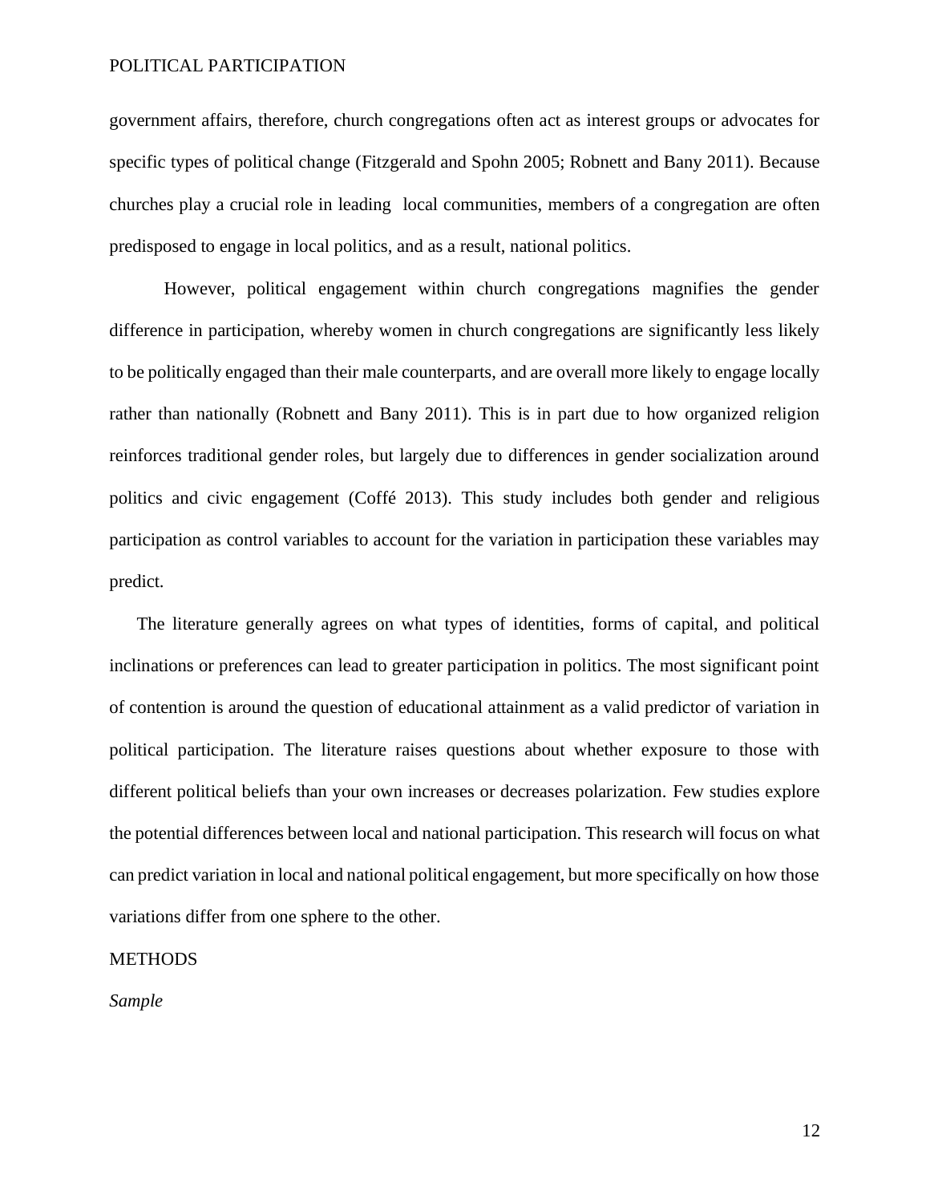government affairs, therefore, church congregations often act as interest groups or advocates for specific types of political change (Fitzgerald and Spohn 2005; Robnett and Bany 2011). Because churches play a crucial role in leading local communities, members of a congregation are often predisposed to engage in local politics, and as a result, national politics.

However, political engagement within church congregations magnifies the gender difference in participation, whereby women in church congregations are significantly less likely to be politically engaged than their male counterparts, and are overall more likely to engage locally rather than nationally (Robnett and Bany 2011). This is in part due to how organized religion reinforces traditional gender roles, but largely due to differences in gender socialization around politics and civic engagement (Coffé 2013). This study includes both gender and religious participation as control variables to account for the variation in participation these variables may predict.

The literature generally agrees on what types of identities, forms of capital, and political inclinations or preferences can lead to greater participation in politics. The most significant point of contention is around the question of educational attainment as a valid predictor of variation in political participation. The literature raises questions about whether exposure to those with different political beliefs than your own increases or decreases polarization. Few studies explore the potential differences between local and national participation. This research will focus on what can predict variation in local and national political engagement, but more specifically on how those variations differ from one sphere to the other.

## METHODS

### *Sample*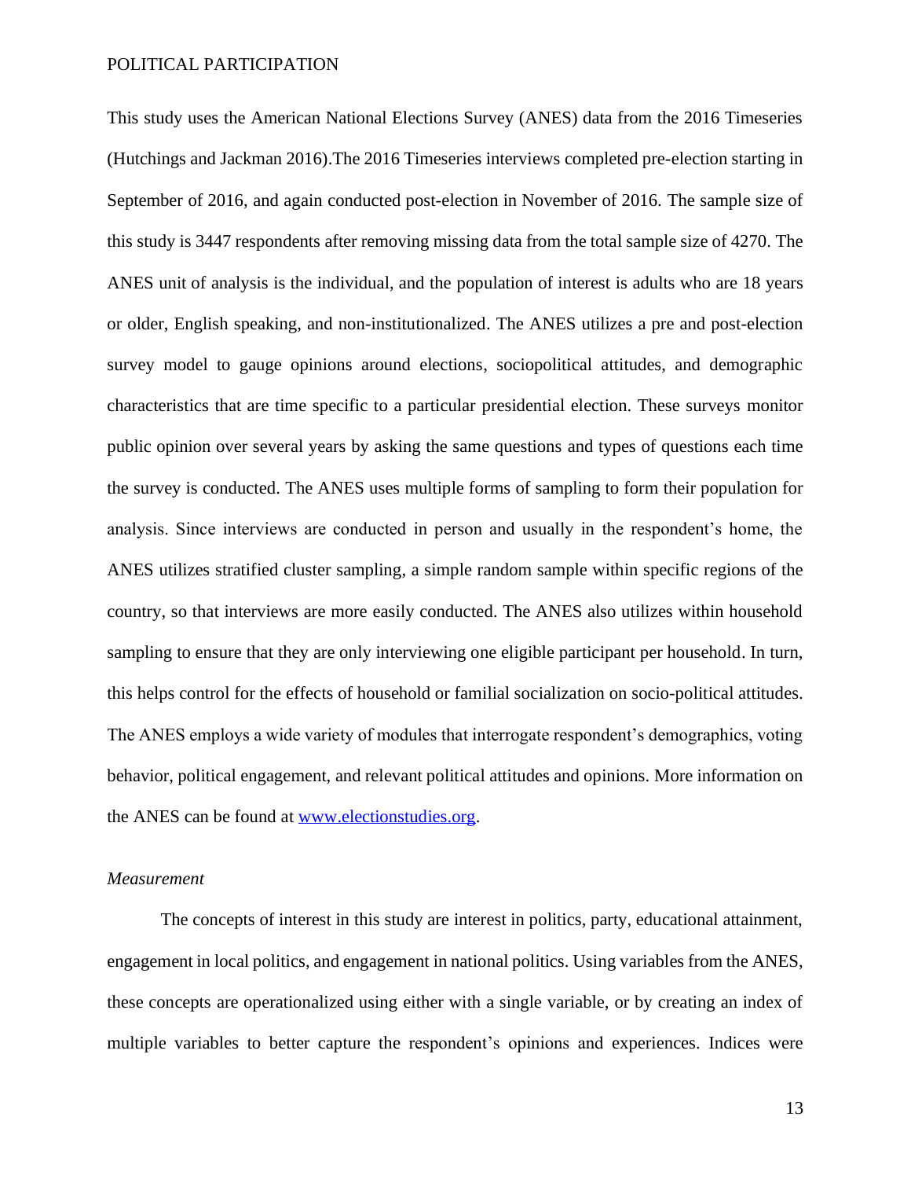This study uses the American National Elections Survey (ANES) data from the 2016 Timeseries (Hutchings and Jackman 2016).The 2016 Timeseries interviews completed pre-election starting in September of 2016, and again conducted post-election in November of 2016. The sample size of this study is 3447 respondents after removing missing data from the total sample size of 4270. The ANES unit of analysis is the individual, and the population of interest is adults who are 18 years or older, English speaking, and non-institutionalized. The ANES utilizes a pre and post-election survey model to gauge opinions around elections, sociopolitical attitudes, and demographic characteristics that are time specific to a particular presidential election. These surveys monitor public opinion over several years by asking the same questions and types of questions each time the survey is conducted. The ANES uses multiple forms of sampling to form their population for analysis. Since interviews are conducted in person and usually in the respondent's home, the ANES utilizes stratified cluster sampling, a simple random sample within specific regions of the country, so that interviews are more easily conducted. The ANES also utilizes within household sampling to ensure that they are only interviewing one eligible participant per household. In turn, this helps control for the effects of household or familial socialization on socio-political attitudes. The ANES employs a wide variety of modules that interrogate respondent's demographics, voting behavior, political engagement, and relevant political attitudes and opinions. More information on the ANES can be found at [www.electionstudies.org](http://www.electionstudies.org).

### *Measurement*

The concepts of interest in this study are interest in politics, party, educational attainment, engagement in local politics, and engagement in national politics. Using variables from the ANES, these concepts are operationalized using either with a single variable, or by creating an index of multiple variables to better capture the respondent's opinions and experiences. Indices were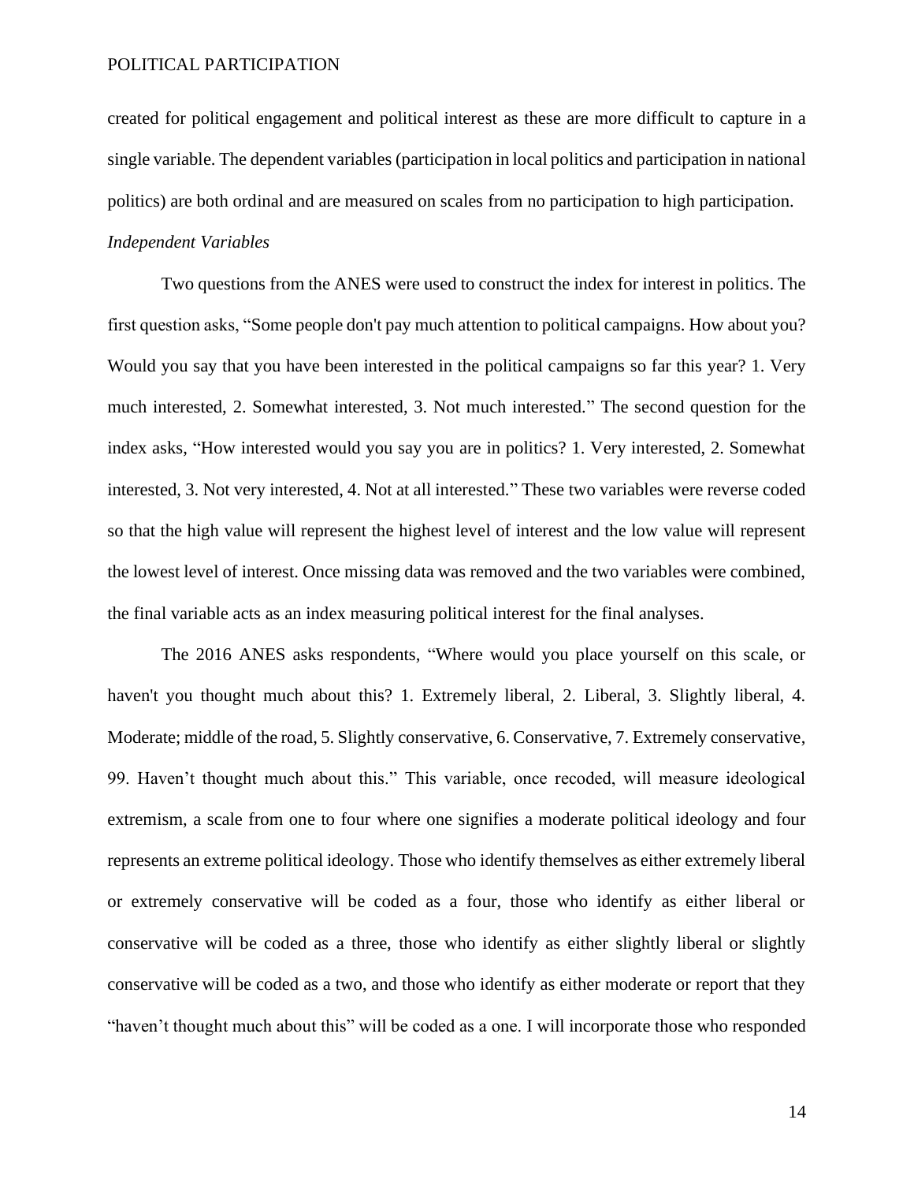created for political engagement and political interest as these are more difficult to capture in a single variable. The dependent variables (participation in local politics and participation in national politics) are both ordinal and are measured on scales from no participation to high participation.

*Independent Variables*

Two questions from the ANES were used to construct the index for interest in politics. The first question asks, "Some people don't pay much attention to political campaigns. How about you? Would you say that you have been interested in the political campaigns so far this year? 1. Very much interested, 2. Somewhat interested, 3. Not much interested." The second question for the index asks, "How interested would you say you are in politics? 1. Very interested, 2. Somewhat interested, 3. Not very interested, 4. Not at all interested." These two variables were reverse coded so that the high value will represent the highest level of interest and the low value will represent the lowest level of interest. Once missing data was removed and the two variables were combined, the final variable acts as an index measuring political interest for the final analyses.

The 2016 ANES asks respondents, "Where would you place yourself on this scale, or haven't you thought much about this? 1. Extremely liberal, 2. Liberal, 3. Slightly liberal, 4. Moderate; middle of the road, 5. Slightly conservative, 6. Conservative, 7. Extremely conservative, 99. Haven't thought much about this." This variable, once recoded, will measure ideological extremism, a scale from one to four where one signifies a moderate political ideology and four represents an extreme political ideology. Those who identify themselves as either extremely liberal or extremely conservative will be coded as a four, those who identify as either liberal or conservative will be coded as a three, those who identify as either slightly liberal or slightly conservative will be coded as a two, and those who identify as either moderate or report that they "haven't thought much about this" will be coded as a one. I will incorporate those who responded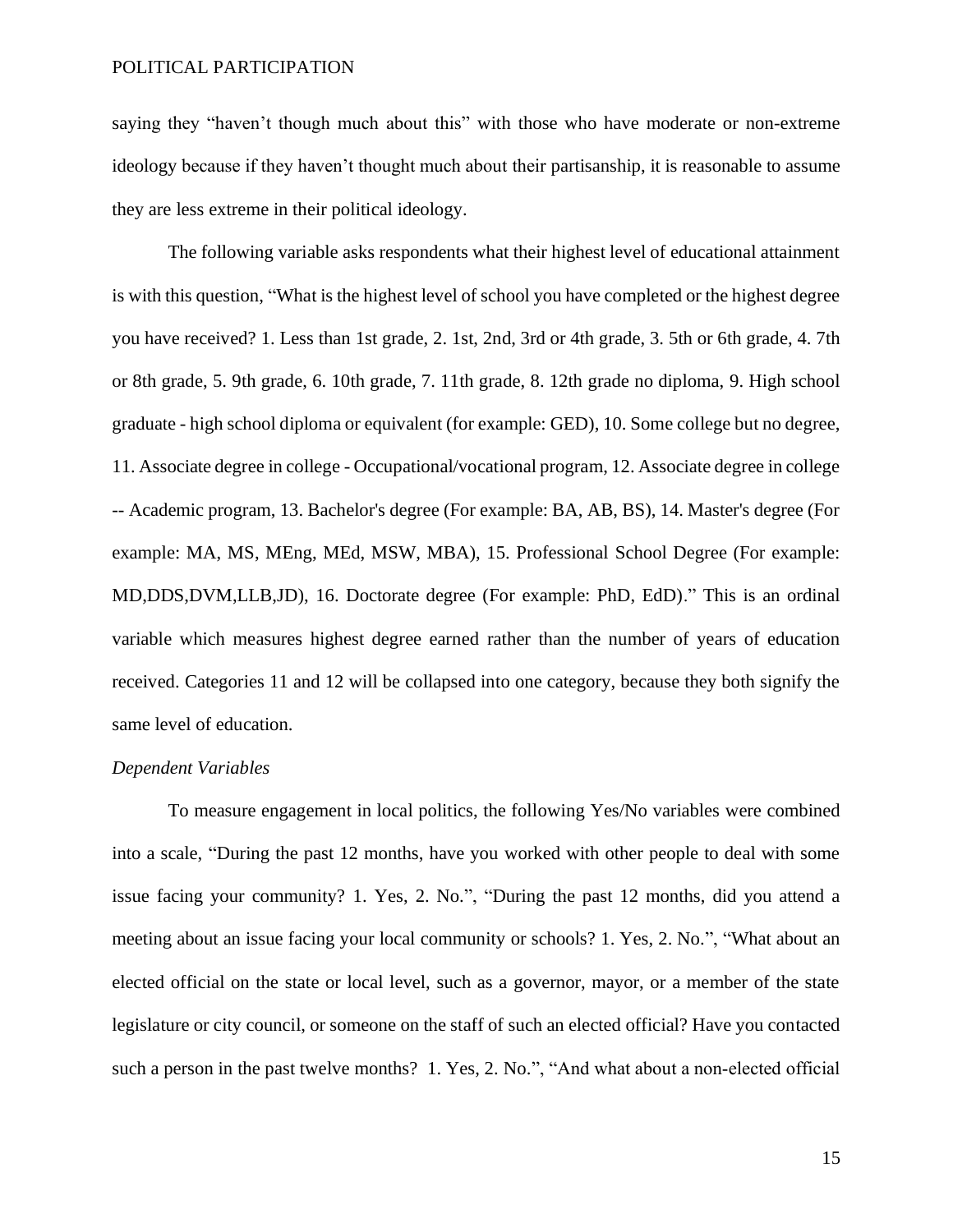saying they "haven't though much about this" with those who have moderate or non-extreme ideology because if they haven't thought much about their partisanship, it is reasonable to assume they are less extreme in their political ideology.

The following variable asks respondents what their highest level of educational attainment is with this question, "What is the highest level of school you have completed or the highest degree you have received? 1. Less than 1st grade, 2. 1st, 2nd, 3rd or 4th grade, 3. 5th or 6th grade, 4. 7th or 8th grade, 5. 9th grade, 6. 10th grade, 7. 11th grade, 8. 12th grade no diploma, 9. High school graduate - high school diploma or equivalent (for example: GED), 10. Some college but no degree, 11. Associate degree in college - Occupational/vocational program, 12. Associate degree in college -- Academic program, 13. Bachelor's degree (For example: BA, AB, BS), 14. Master's degree (For example: MA, MS, MEng, MEd, MSW, MBA), 15. Professional School Degree (For example: MD,DDS,DVM,LLB,JD), 16. Doctorate degree (For example: PhD, EdD)." This is an ordinal variable which measures highest degree earned rather than the number of years of education received. Categories 11 and 12 will be collapsed into one category, because they both signify the same level of education.

*Dependent Variables*

To measure engagement in local politics, the following Yes/No variables were combined into a scale, "During the past 12 months, have you worked with other people to deal with some issue facing your community? 1. Yes, 2. No.", "During the past 12 months, did you attend a meeting about an issue facing your local community or schools? 1. Yes, 2. No.", "What about an elected official on the state or local level, such as a governor, mayor, or a member of the state legislature or city council, or someone on the staff of such an elected official? Have you contacted such a person in the past twelve months? 1. Yes, 2. No.", "And what about a non-elected official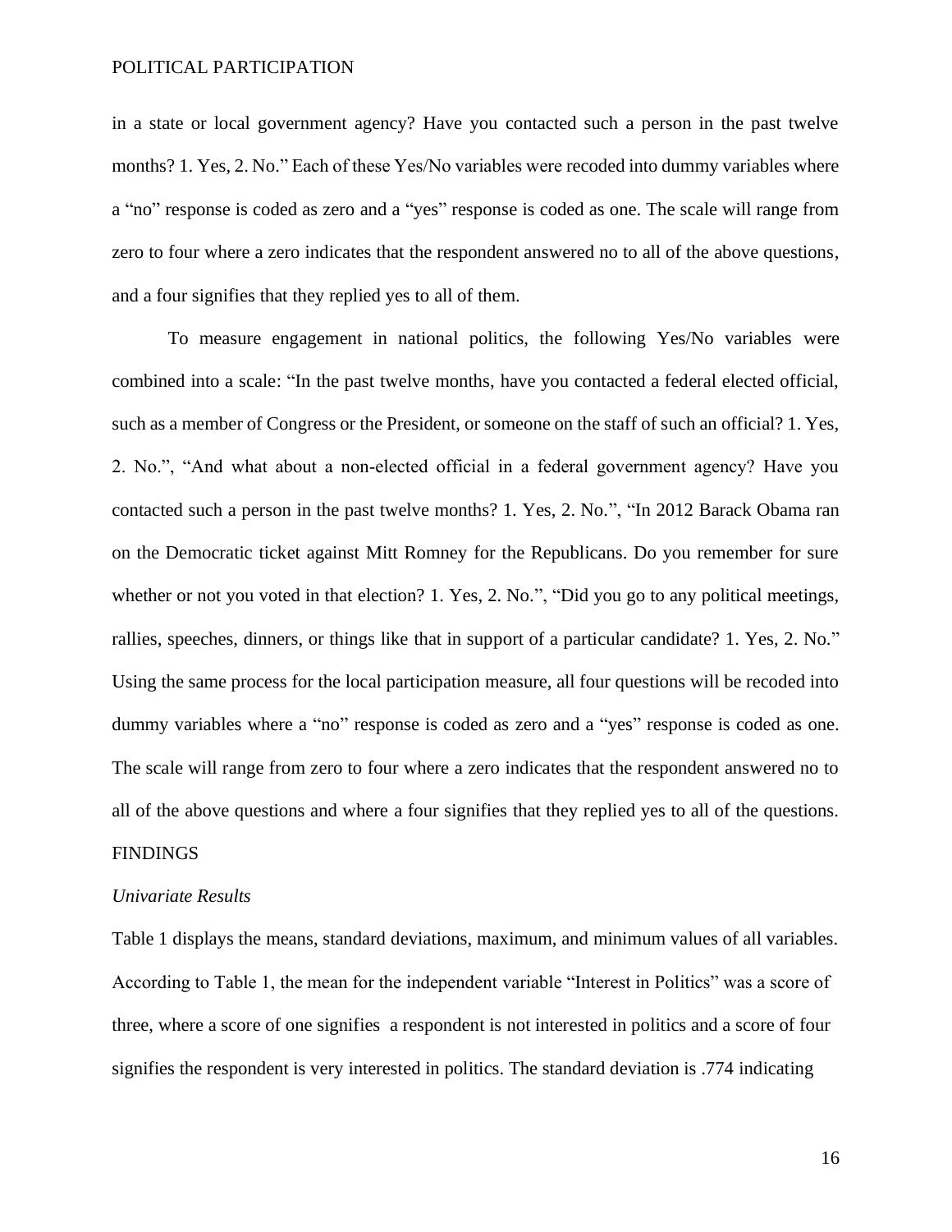in a state or local government agency? Have you contacted such a person in the past twelve months? 1. Yes, 2. No." Each of these Yes/No variables were recoded into dummy variables where a "no" response is coded as zero and a "yes" response is coded as one. The scale will range from zero to four where a zero indicates that the respondent answered no to all of the above questions, and a four signifies that they replied yes to all of them.

To measure engagement in national politics, the following Yes/No variables were combined into a scale: "In the past twelve months, have you contacted a federal elected official, such as a member of Congress or the President, or someone on the staff of such an official? 1. Yes, 2. No.", "And what about a non-elected official in a federal government agency? Have you contacted such a person in the past twelve months? 1. Yes, 2. No.", "In 2012 Barack Obama ran on the Democratic ticket against Mitt Romney for the Republicans. Do you remember for sure whether or not you voted in that election? 1. Yes, 2. No.", "Did you go to any political meetings, rallies, speeches, dinners, or things like that in support of a particular candidate? 1. Yes, 2. No." Using the same process for the local participation measure, all four questions will be recoded into dummy variables where a "no" response is coded as zero and a "yes" response is coded as one. The scale will range from zero to four where a zero indicates that the respondent answered no to all of the above questions and where a four signifies that they replied yes to all of the questions.

## FINDINGS

### *Univariate Results*

Table 1 displays the means, standard deviations, maximum, and minimum values of all variables. According to Table 1, the mean for the independent variable "Interest in Politics" was a score of three, where a score of one signifies a respondent is not interested in politics and a score of four signifies the respondent is very interested in politics. The standard deviation is .774 indicating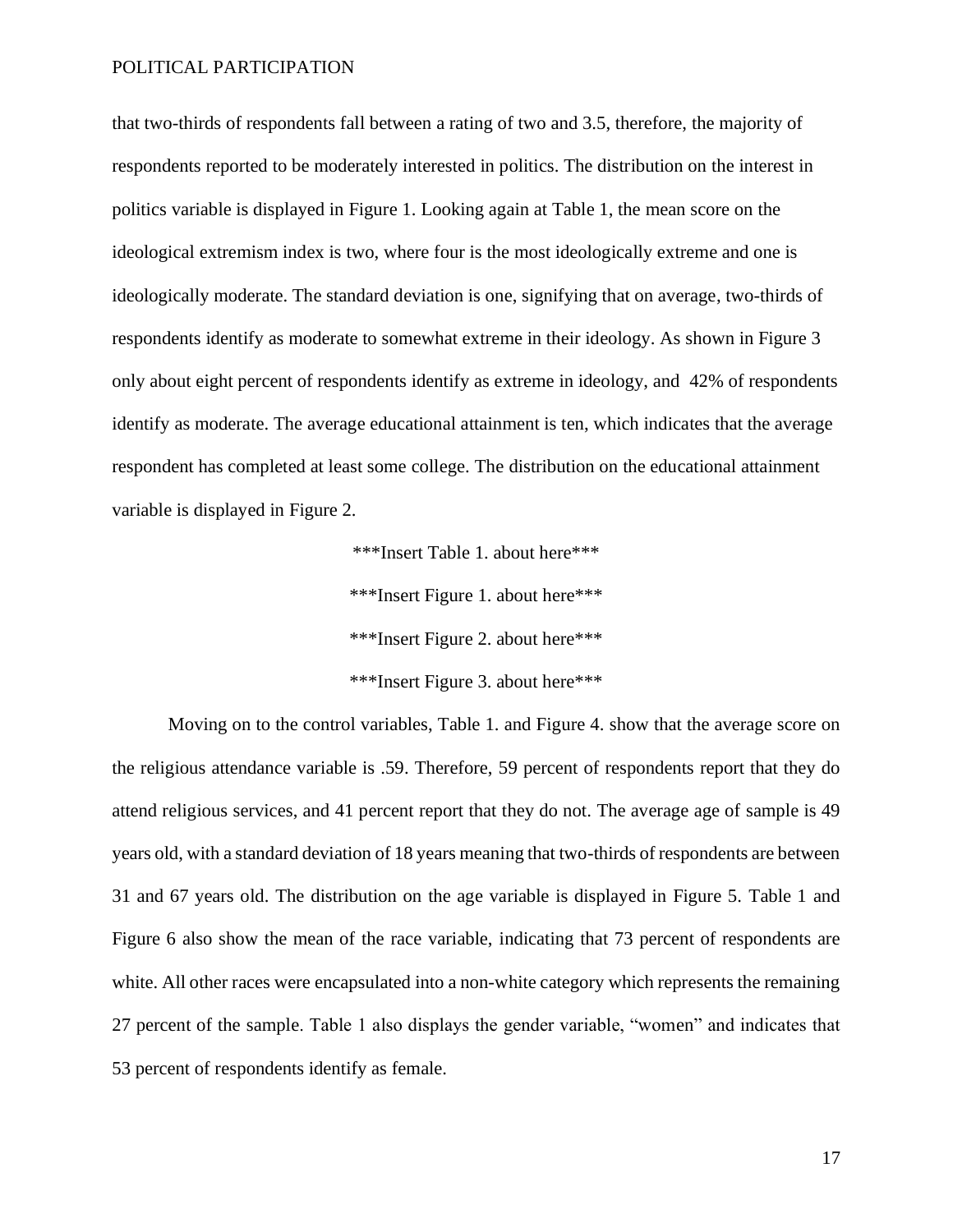that two-thirds of respondents fall between a rating of two and 3.5, therefore, the majority of respondents reported to be moderately interested in politics. The distribution on the interest in politics variable is displayed in Figure 1. Looking again at Table 1, the mean score on the ideological extremism index is two, where four is the most ideologically extreme and one is ideologically moderate. The standard deviation is one, signifying that on average, two-thirds of respondents identify as moderate to somewhat extreme in their ideology. As shown in Figure 3 only about eight percent of respondents identify as extreme in ideology, and 42% of respondents identify as moderate. The average educational attainment is ten, which indicates that the average respondent has completed at least some college. The distribution on the educational attainment variable is displayed in Figure 2.

***Insert Table 1. about here***

***Insert Figure 1. about here***

***Insert Figure 2. about here***

***Insert Figure 3. about here***

Moving on to the control variables, Table 1. and Figure 4. show that the average score on the religious attendance variable is .59. Therefore, 59 percent of respondents report that they do attend religious services, and 41 percent report that they do not. The average age of sample is 49 years old, with a standard deviation of 18 years meaning that two-thirds of respondents are between 31 and 67 years old. The distribution on the age variable is displayed in Figure 5. Table 1 and Figure 6 also show the mean of the race variable, indicating that 73 percent of respondents are white. All other races were encapsulated into a non-white category which represents the remaining 27 percent of the sample. Table 1 also displays the gender variable, "women" and indicates that 53 percent of respondents identify as female.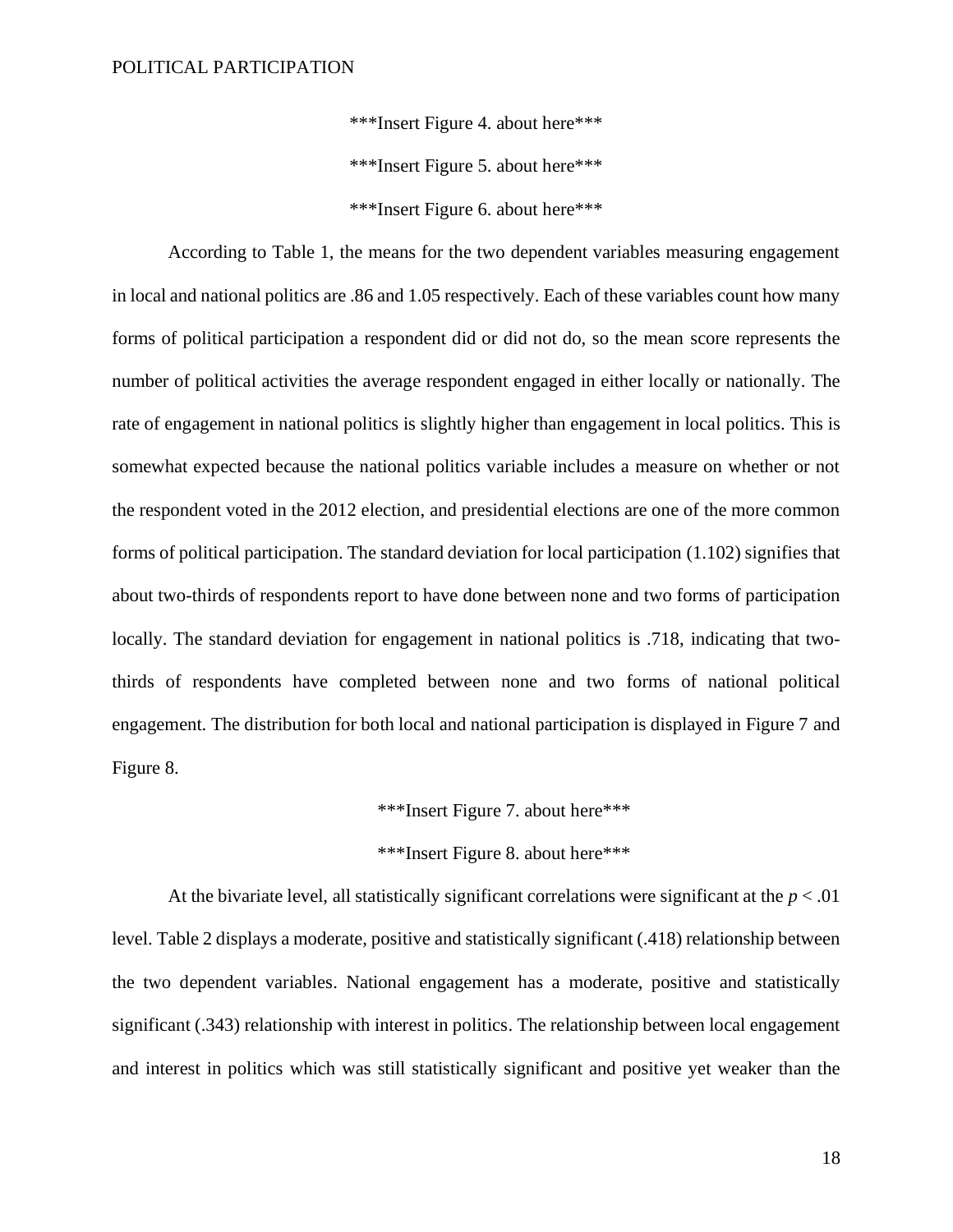\*\*\*Insert Figure 4. about here\*\*\*

\*\*\*Insert Figure 5. about here\*\*\*

\*\*\*Insert Figure 6. about here\*\*\*

According to Table 1, the means for the two dependent variables measuring engagement in local and national politics are .86 and 1.05 respectively. Each of these variables count how many forms of political participation a respondent did or did not do, so the mean score represents the number of political activities the average respondent engaged in either locally or nationally. The rate of engagement in national politics is slightly higher than engagement in local politics. This is somewhat expected because the national politics variable includes a measure on whether or not the respondent voted in the 2012 election, and presidential elections are one of the more common forms of political participation. The standard deviation for local participation (1.102) signifies that about two-thirds of respondents report to have done between none and two forms of participation locally. The standard deviation for engagement in national politics is .718, indicating that two-thirds of respondents have completed between none and two forms of national political engagement. The distribution for both local and national participation is displayed in Figure 7 and Figure 8.

\*\*\*Insert Figure 7. about here\*\*\*

\*\*\*Insert Figure 8. about here\*\*\*

At the bivariate level, all statistically significant correlations were significant at the $p < .01$ level. Table 2 displays a moderate, positive and statistically significant (.418) relationship between the two dependent variables. National engagement has a moderate, positive and statistically significant (.343) relationship with interest in politics. The relationship between local engagement and interest in politics which was still statistically significant and positive yet weaker than the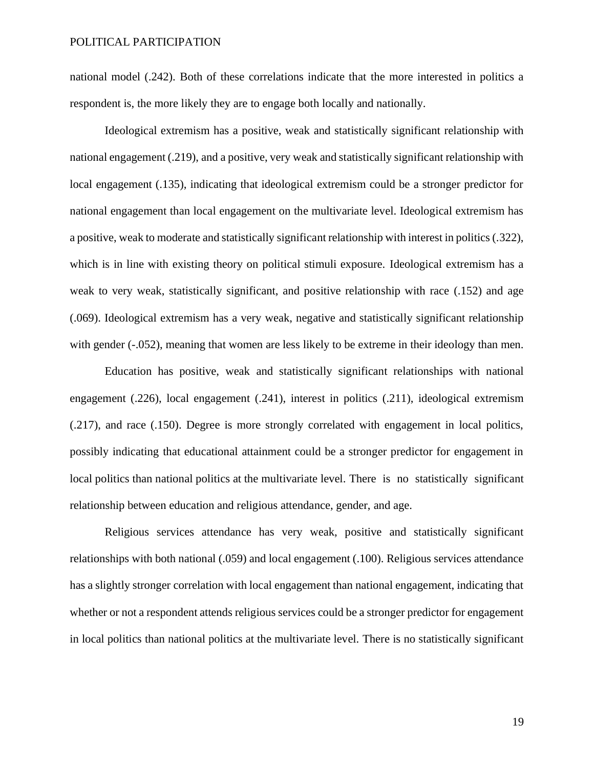national model (.242). Both of these correlations indicate that the more interested in politics a respondent is, the more likely they are to engage both locally and nationally.

Ideological extremism has a positive, weak and statistically significant relationship with national engagement (.219), and a positive, very weak and statistically significant relationship with local engagement (.135), indicating that ideological extremism could be a stronger predictor for national engagement than local engagement on the multivariate level. Ideological extremism has a positive, weak to moderate and statistically significant relationship with interest in politics (.322), which is in line with existing theory on political stimuli exposure. Ideological extremism has a weak to very weak, statistically significant, and positive relationship with race (.152) and age (.069). Ideological extremism has a very weak, negative and statistically significant relationship with gender (-.052), meaning that women are less likely to be extreme in their ideology than men.

Education has positive, weak and statistically significant relationships with national engagement (.226), local engagement (.241), interest in politics (.211), ideological extremism (.217), and race (.150). Degree is more strongly correlated with engagement in local politics, possibly indicating that educational attainment could be a stronger predictor for engagement in local politics than national politics at the multivariate level. There is no statistically significant relationship between education and religious attendance, gender, and age.

Religious services attendance has very weak, positive and statistically significant relationships with both national (.059) and local engagement (.100). Religious services attendance has a slightly stronger correlation with local engagement than national engagement, indicating that whether or not a respondent attends religious services could be a stronger predictor for engagement in local politics than national politics at the multivariate level. There is no statistically significant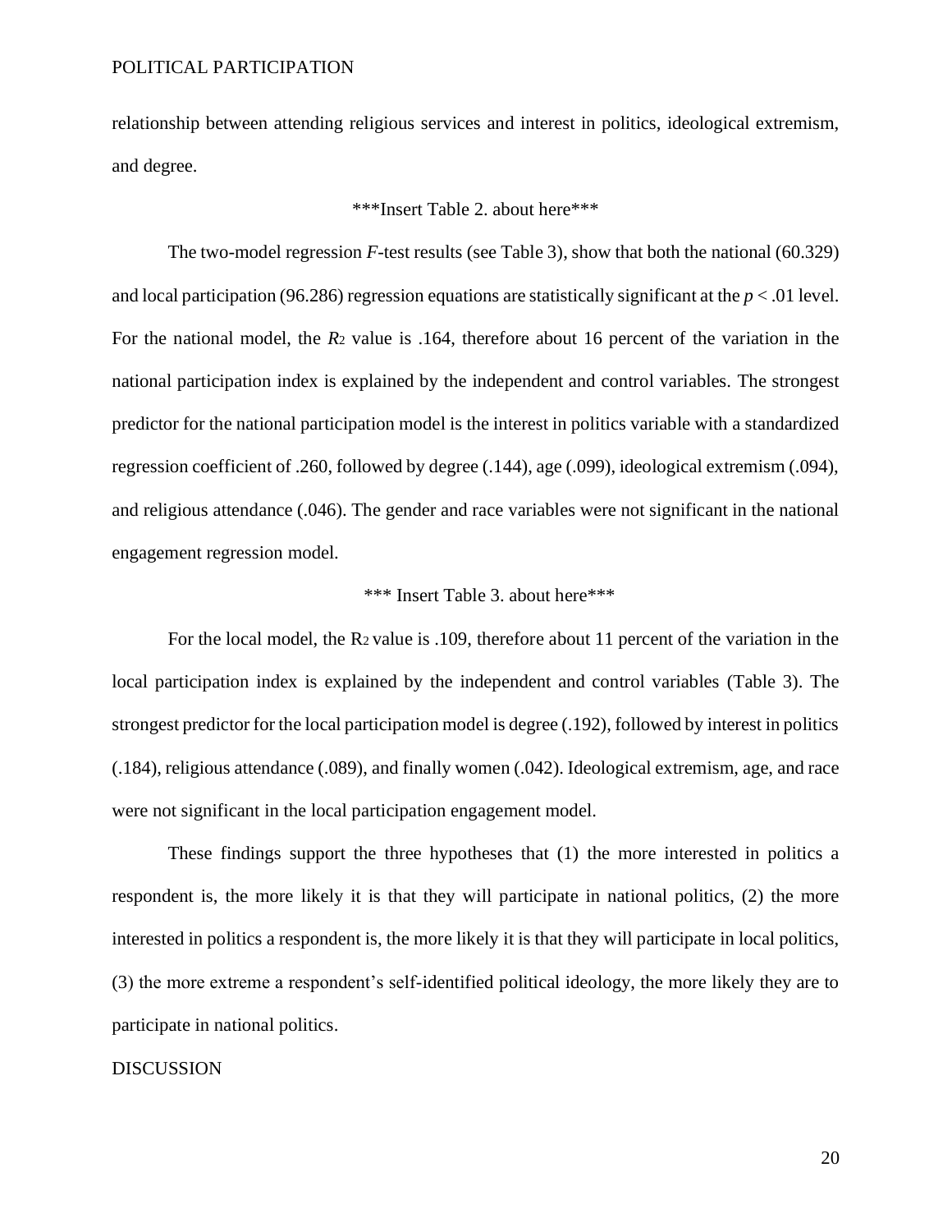relationship between attending religious services and interest in politics, ideological extremism, and degree.

***Insert Table 2. about here***

The two-model regression *F*-test results (see Table 3), show that both the national (60.329) and local participation (96.286) regression equations are statistically significant at the $p < .01$ level. For the national model, the $R^2$ value is .164, therefore about 16 percent of the variation in the national participation index is explained by the independent and control variables. The strongest predictor for the national participation model is the interest in politics variable with a standardized regression coefficient of .260, followed by degree (.144), age (.099), ideological extremism (.094), and religious attendance (.046). The gender and race variables were not significant in the national engagement regression model.

*** Insert Table 3. about here***

For the local model, the $R^2$ value is .109, therefore about 11 percent of the variation in the local participation index is explained by the independent and control variables (Table 3). The strongest predictor for the local participation model is degree (.192), followed by interest in politics (.184), religious attendance (.089), and finally women (.042). Ideological extremism, age, and race were not significant in the local participation engagement model.

These findings support the three hypotheses that (1) the more interested in politics a respondent is, the more likely it is that they will participate in national politics, (2) the more interested in politics a respondent is, the more likely it is that they will participate in local politics, (3) the more extreme a respondent's self-identified political ideology, the more likely they are to participate in national politics.

## DISCUSSION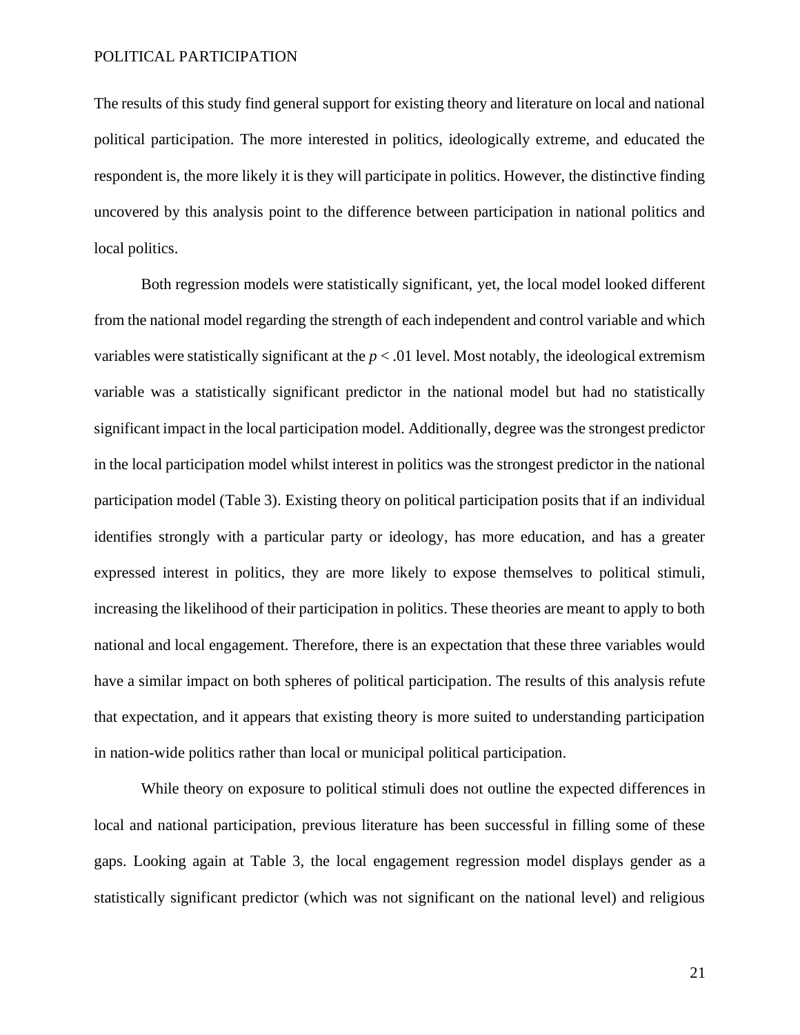The results of this study find general support for existing theory and literature on local and national political participation. The more interested in politics, ideologically extreme, and educated the respondent is, the more likely it is they will participate in politics. However, the distinctive finding uncovered by this analysis point to the difference between participation in national politics and local politics.

Both regression models were statistically significant, yet, the local model looked different from the national model regarding the strength of each independent and control variable and which variables were statistically significant at the $p < .01$ level. Most notably, the ideological extremism variable was a statistically significant predictor in the national model but had no statistically significant impact in the local participation model. Additionally, degree was the strongest predictor in the local participation model whilst interest in politics was the strongest predictor in the national participation model (Table 3). Existing theory on political participation posits that if an individual identifies strongly with a particular party or ideology, has more education, and has a greater expressed interest in politics, they are more likely to expose themselves to political stimuli, increasing the likelihood of their participation in politics. These theories are meant to apply to both national and local engagement. Therefore, there is an expectation that these three variables would have a similar impact on both spheres of political participation. The results of this analysis refute that expectation, and it appears that existing theory is more suited to understanding participation in nation-wide politics rather than local or municipal political participation.

While theory on exposure to political stimuli does not outline the expected differences in local and national participation, previous literature has been successful in filling some of these gaps. Looking again at Table 3, the local engagement regression model displays gender as a statistically significant predictor (which was not significant on the national level) and religious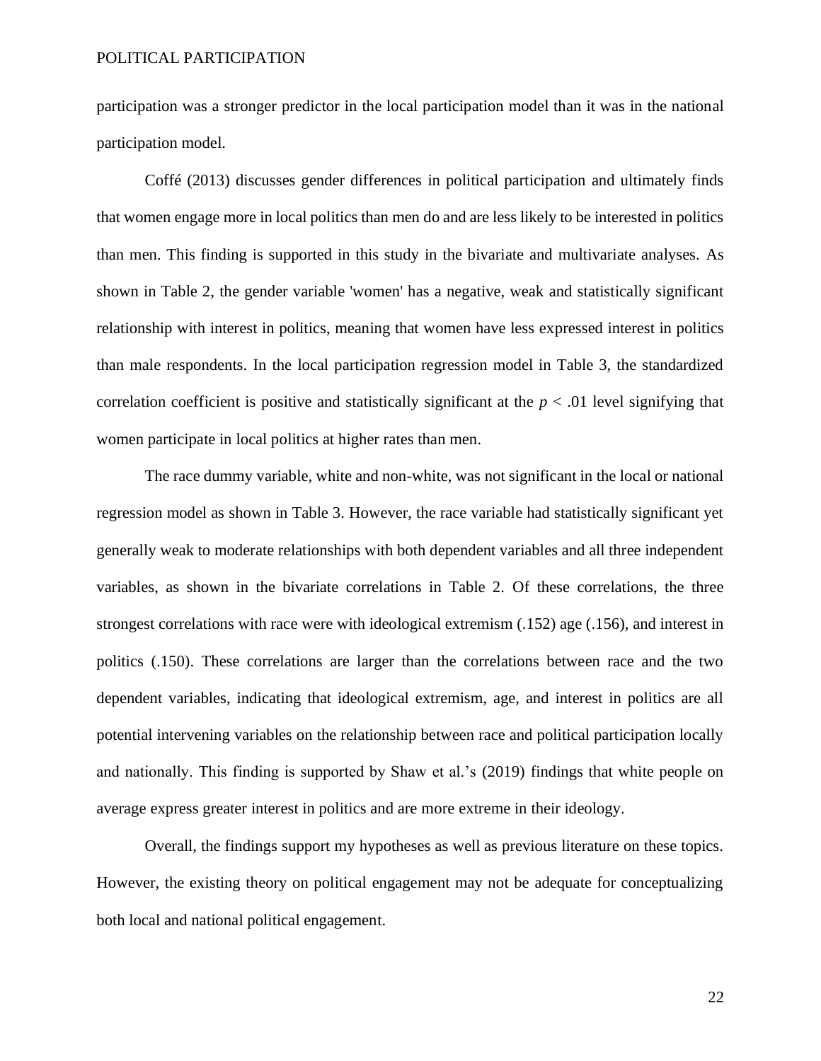participation was a stronger predictor in the local participation model than it was in the national participation model.

Coffé (2013) discusses gender differences in political participation and ultimately finds that women engage more in local politics than men do and are less likely to be interested in politics than men. This finding is supported in this study in the bivariate and multivariate analyses. As shown in Table 2, the gender variable 'women' has a negative, weak and statistically significant relationship with interest in politics, meaning that women have less expressed interest in politics than male respondents. In the local participation regression model in Table 3, the standardized correlation coefficient is positive and statistically significant at the $p < .01$ level signifying that women participate in local politics at higher rates than men.

The race dummy variable, white and non-white, was not significant in the local or national regression model as shown in Table 3. However, the race variable had statistically significant yet generally weak to moderate relationships with both dependent variables and all three independent variables, as shown in the bivariate correlations in Table 2. Of these correlations, the three strongest correlations with race were with ideological extremism (.152) age (.156), and interest in politics (.150). These correlations are larger than the correlations between race and the two dependent variables, indicating that ideological extremism, age, and interest in politics are all potential intervening variables on the relationship between race and political participation locally and nationally. This finding is supported by Shaw et al.'s (2019) findings that white people on average express greater interest in politics and are more extreme in their ideology.

Overall, the findings support my hypotheses as well as previous literature on these topics. However, the existing theory on political engagement may not be adequate for conceptualizing both local and national political engagement.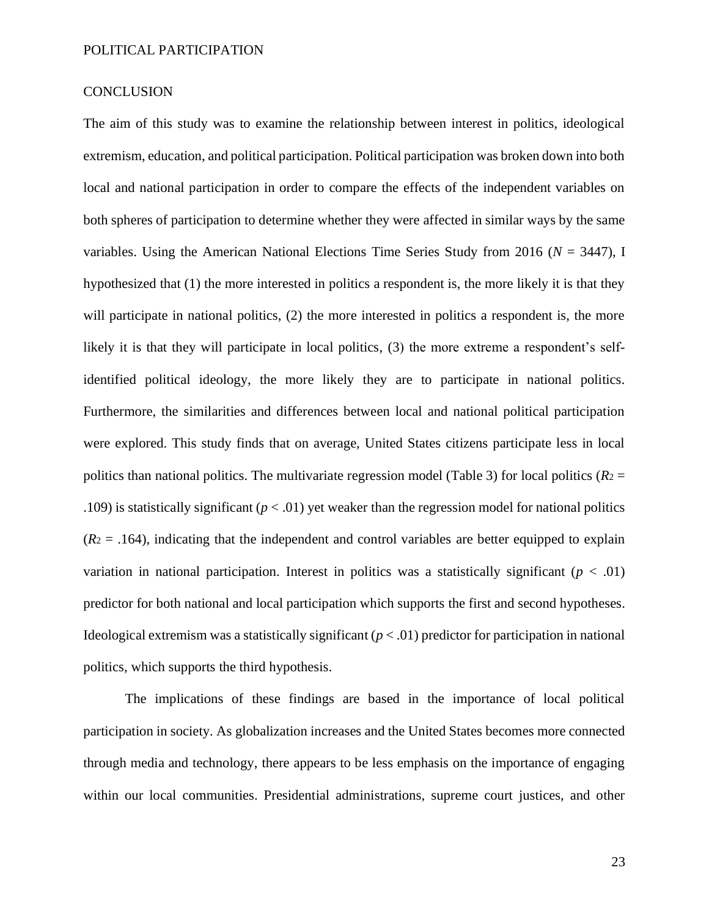## CONCLUSION

The aim of this study was to examine the relationship between interest in politics, ideological extremism, education, and political participation. Political participation was broken down into both local and national participation in order to compare the effects of the independent variables on both spheres of participation to determine whether they were affected in similar ways by the same variables. Using the American National Elections Time Series Study from 2016 ($N$ = 3447), I hypothesized that (1) the more interested in politics a respondent is, the more likely it is that they will participate in national politics, (2) the more interested in politics a respondent is, the more likely it is that they will participate in local politics, (3) the more extreme a respondent's self-identified political ideology, the more likely they are to participate in national politics. Furthermore, the similarities and differences between local and national political participation were explored. This study finds that on average, United States citizens participate less in local politics than national politics. The multivariate regression model (Table 3) for local politics ($R^2$ = .109) is statistically significant ($p < .01$) yet weaker than the regression model for national politics ($R^2$ = .164), indicating that the independent and control variables are better equipped to explain variation in national participation. Interest in politics was a statistically significant ($p < .01$) predictor for both national and local participation which supports the first and second hypotheses. Ideological extremism was a statistically significant ($p < .01$) predictor for participation in national politics, which supports the third hypothesis.

The implications of these findings are based in the importance of local political participation in society. As globalization increases and the United States becomes more connected through media and technology, there appears to be less emphasis on the importance of engaging within our local communities. Presidential administrations, supreme court justices, and other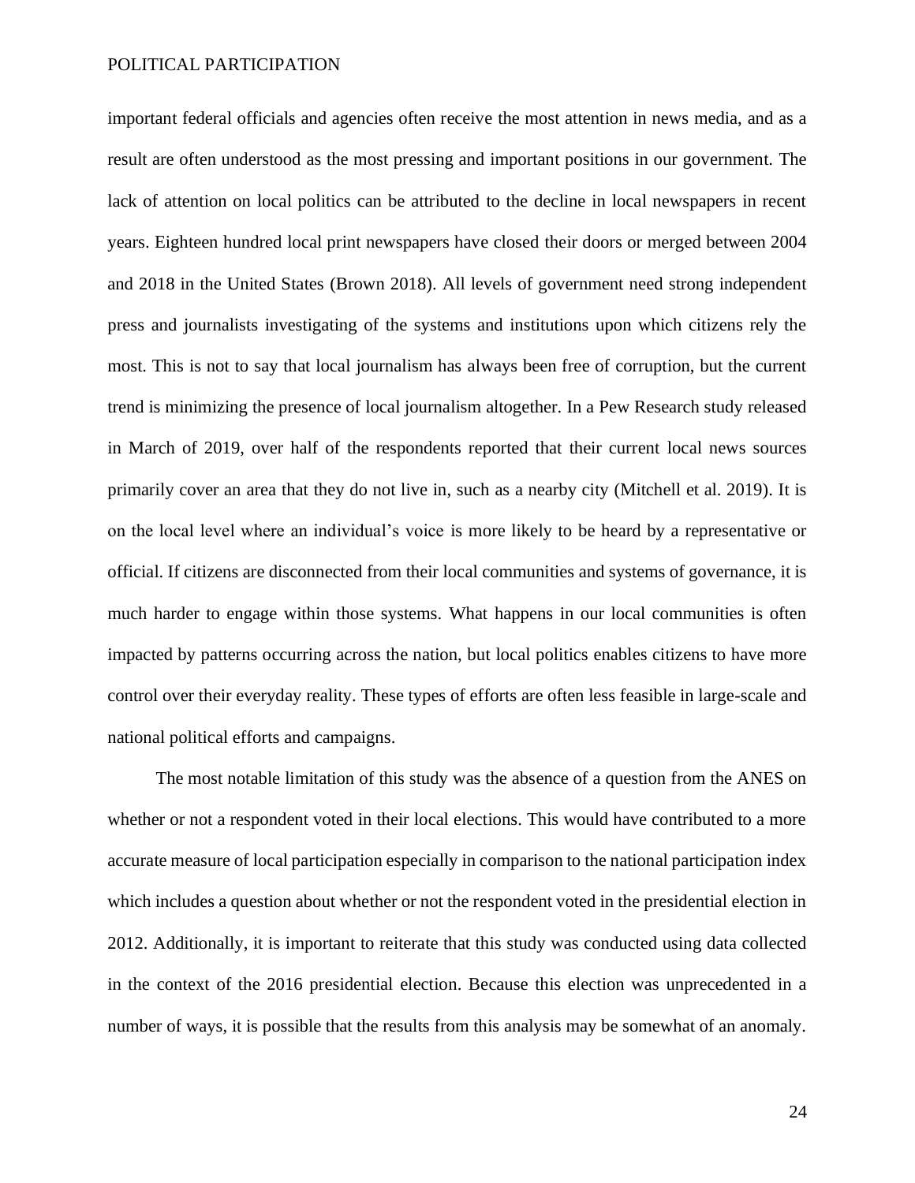important federal officials and agencies often receive the most attention in news media, and as a result are often understood as the most pressing and important positions in our government. The lack of attention on local politics can be attributed to the decline in local newspapers in recent years. Eighteen hundred local print newspapers have closed their doors or merged between 2004 and 2018 in the United States (Brown 2018). All levels of government need strong independent press and journalists investigating of the systems and institutions upon which citizens rely the most. This is not to say that local journalism has always been free of corruption, but the current trend is minimizing the presence of local journalism altogether. In a Pew Research study released in March of 2019, over half of the respondents reported that their current local news sources primarily cover an area that they do not live in, such as a nearby city (Mitchell et al. 2019). It is on the local level where an individual's voice is more likely to be heard by a representative or official. If citizens are disconnected from their local communities and systems of governance, it is much harder to engage within those systems. What happens in our local communities is often impacted by patterns occurring across the nation, but local politics enables citizens to have more control over their everyday reality. These types of efforts are often less feasible in large-scale and national political efforts and campaigns.

The most notable limitation of this study was the absence of a question from the ANES on whether or not a respondent voted in their local elections. This would have contributed to a more accurate measure of local participation especially in comparison to the national participation index which includes a question about whether or not the respondent voted in the presidential election in 2012. Additionally, it is important to reiterate that this study was conducted using data collected in the context of the 2016 presidential election. Because this election was unprecedented in a number of ways, it is possible that the results from this analysis may be somewhat of an anomaly.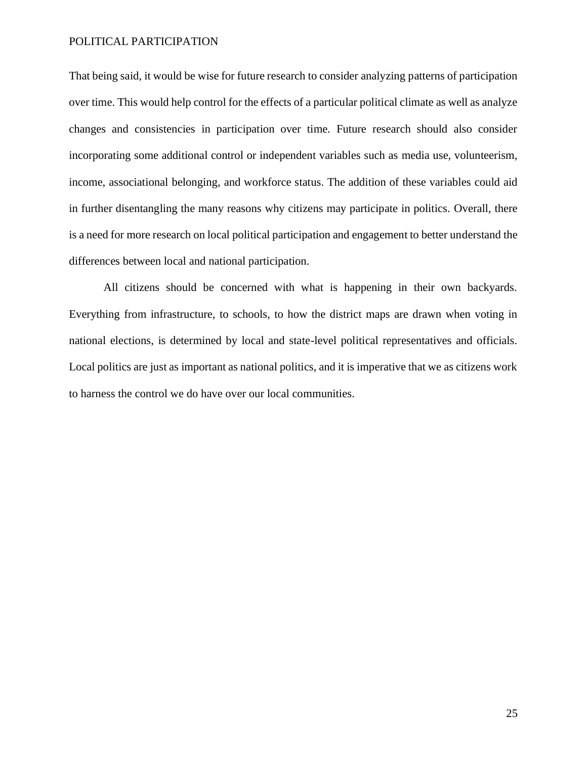That being said, it would be wise for future research to consider analyzing patterns of participation over time. This would help control for the effects of a particular political climate as well as analyze changes and consistencies in participation over time. Future research should also consider incorporating some additional control or independent variables such as media use, volunteerism, income, associational belonging, and workforce status. The addition of these variables could aid in further disentangling the many reasons why citizens may participate in politics. Overall, there is a need for more research on local political participation and engagement to better understand the differences between local and national participation.

All citizens should be concerned with what is happening in their own backyards. Everything from infrastructure, to schools, to how the district maps are drawn when voting in national elections, is determined by local and state-level political representatives and officials. Local politics are just as important as national politics, and it is imperative that we as citizens work to harness the control we do have over our local communities.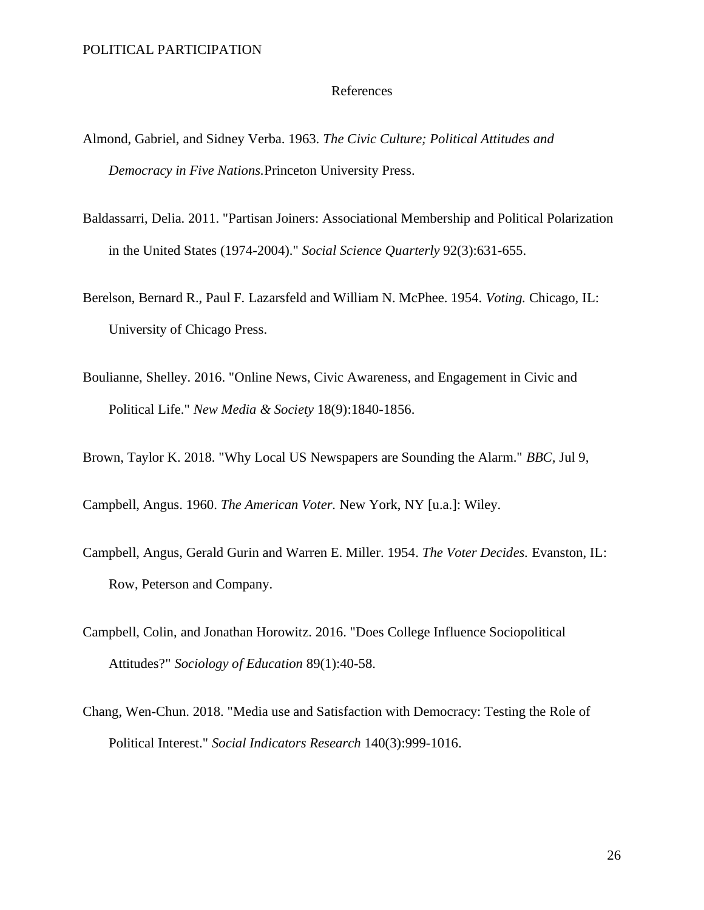# References

Almond, Gabriel, and Sidney Verba. 1963. *The Civic Culture; Political Attitudes and Democracy in Five Nations.*Princeton University Press.

Baldassarri, Delia. 2011. "Partisan Joiners: Associational Membership and Political Polarization in the United States (1974-2004)." *Social Science Quarterly* 92(3):631-655.

Berelson, Bernard R., Paul F. Lazarsfeld and William N. McPhee. 1954. *Voting.* Chicago, IL: University of Chicago Press.

Boulianne, Shelley. 2016. "Online News, Civic Awareness, and Engagement in Civic and Political Life." *New Media & Society* 18(9):1840-1856.

Brown, Taylor K. 2018. "Why Local US Newspapers are Sounding the Alarm." *BBC,* Jul 9,

Campbell, Angus. 1960. *The American Voter.* New York, NY [u.a.]: Wiley.

Campbell, Angus, Gerald Gurin and Warren E. Miller. 1954. *The Voter Decides.* Evanston, IL: Row, Peterson and Company.

Campbell, Colin, and Jonathan Horowitz. 2016. "Does College Influence Sociopolitical Attitudes?" *Sociology of Education* 89(1):40-58.

Chang, Wen-Chun. 2018. "Media use and Satisfaction with Democracy: Testing the Role of Political Interest." *Social Indicators Research* 140(3):999-1016.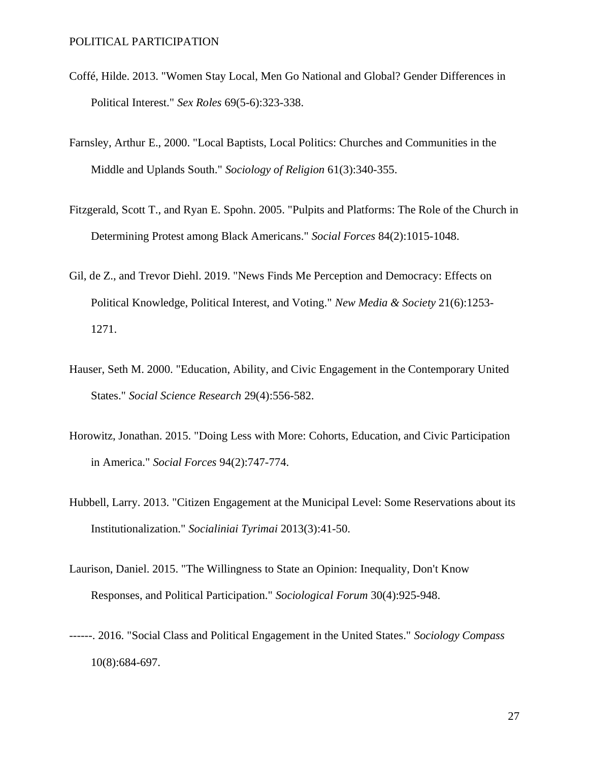Coffé, Hilde. 2013. "Women Stay Local, Men Go National and Global? Gender Differences in Political Interest." *Sex Roles* 69(5-6):323-338.

Farnsley, Arthur E., 2000. "Local Baptists, Local Politics: Churches and Communities in the Middle and Uplands South." *Sociology of Religion* 61(3):340-355.

Fitzgerald, Scott T., and Ryan E. Spohn. 2005. "Pulpits and Platforms: The Role of the Church in Determining Protest among Black Americans." *Social Forces* 84(2):1015-1048.

Gil, de Z., and Trevor Diehl. 2019. "News Finds Me Perception and Democracy: Effects on Political Knowledge, Political Interest, and Voting." *New Media & Society* 21(6):1253-1271.

Hauser, Seth M. 2000. "Education, Ability, and Civic Engagement in the Contemporary United States." *Social Science Research* 29(4):556-582.

Horowitz, Jonathan. 2015. "Doing Less with More: Cohorts, Education, and Civic Participation in America." *Social Forces* 94(2):747-774.

Hubbell, Larry. 2013. "Citizen Engagement at the Municipal Level: Some Reservations about its Institutionalization." *Socialiniai Tyrimai* 2013(3):41-50.

Laurison, Daniel. 2015. "The Willingness to State an Opinion: Inequality, Don't Know Responses, and Political Participation." *Sociological Forum* 30(4):925-948.

------. 2016. "Social Class and Political Engagement in the United States." *Sociology Compass* 10(8):684-697.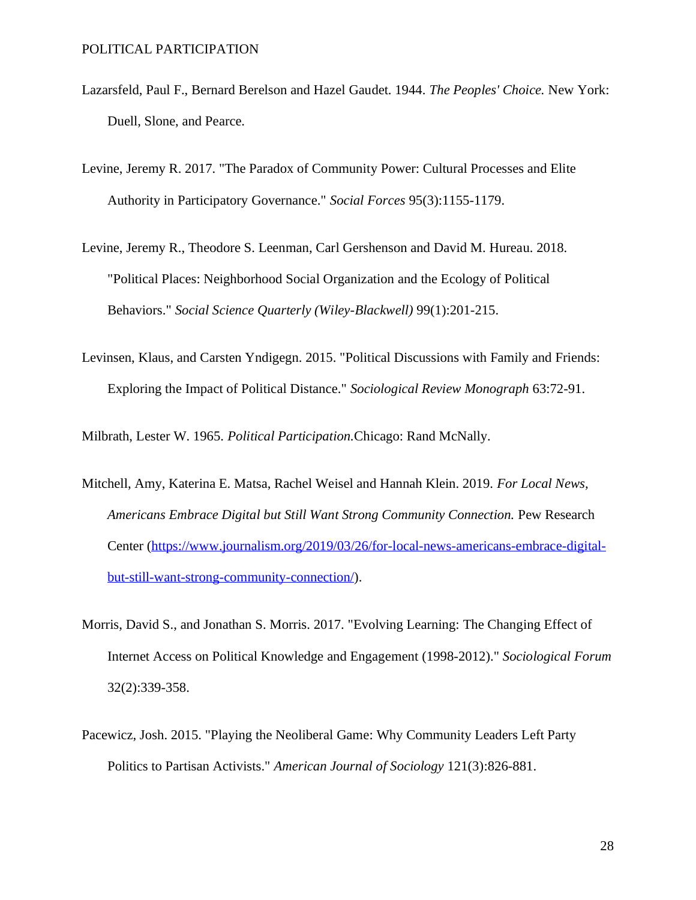Lazarsfeld, Paul F., Bernard Berelson and Hazel Gaudet. 1944. *The Peoples' Choice.* New York: Duell, Slone, and Pearce.

Levine, Jeremy R. 2017. "The Paradox of Community Power: Cultural Processes and Elite Authority in Participatory Governance." *Social Forces* 95(3):1155-1179.

Levine, Jeremy R., Theodore S. Leenman, Carl Gershenson and David M. Hureau. 2018. "Political Places: Neighborhood Social Organization and the Ecology of Political Behaviors." *Social Science Quarterly (Wiley-Blackwell)* 99(1):201-215.

Levinsen, Klaus, and Carsten Yndigegn. 2015. "Political Discussions with Family and Friends: Exploring the Impact of Political Distance." *Sociological Review Monograph* 63:72-91.

Milbrath, Lester W. 1965. *Political Participation.*Chicago: Rand McNally.

Mitchell, Amy, Katerina E. Matsa, Rachel Weisel and Hannah Klein. 2019. *For Local News, Americans Embrace Digital but Still Want Strong Community Connection.* Pew Research Center (https://www.journalism.org/2019/03/26/for-local-news-americans-embrace-digital-but-still-want-strong-community-connection/).

Morris, David S., and Jonathan S. Morris. 2017. "Evolving Learning: The Changing Effect of Internet Access on Political Knowledge and Engagement (1998-2012)." *Sociological Forum* 32(2):339-358.

Pacewicz, Josh. 2015. "Playing the Neoliberal Game: Why Community Leaders Left Party Politics to Partisan Activists." *American Journal of Sociology* 121(3):826-881.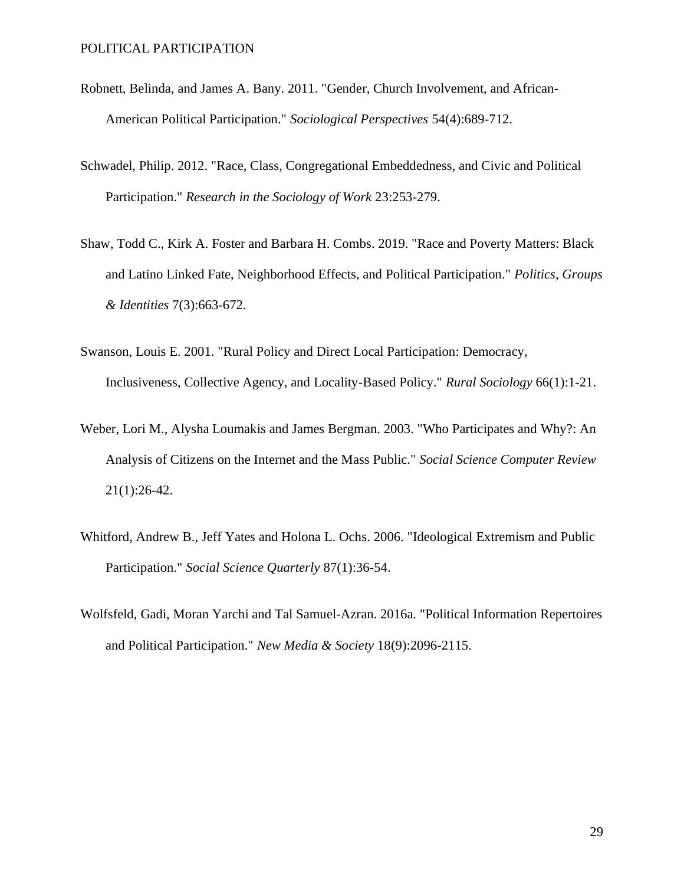Robnett, Belinda, and James A. Bany. 2011. "Gender, Church Involvement, and African-American Political Participation." *Sociological Perspectives* 54(4):689-712.

Schwadel, Philip. 2012. "Race, Class, Congregational Embeddedness, and Civic and Political Participation." *Research in the Sociology of Work* 23:253-279.

Shaw, Todd C., Kirk A. Foster and Barbara H. Combs. 2019. "Race and Poverty Matters: Black and Latino Linked Fate, Neighborhood Effects, and Political Participation." *Politics, Groups & Identities* 7(3):663-672.

Swanson, Louis E. 2001. "Rural Policy and Direct Local Participation: Democracy, Inclusiveness, Collective Agency, and Locality-Based Policy." *Rural Sociology* 66(1):1-21.

Weber, Lori M., Alysha Loumakis and James Bergman. 2003. "Who Participates and Why?: An Analysis of Citizens on the Internet and the Mass Public." *Social Science Computer Review* 21(1):26-42.

Whitford, Andrew B., Jeff Yates and Holona L. Ochs. 2006. "Ideological Extremism and Public Participation." *Social Science Quarterly* 87(1):36-54.

Wolfsfeld, Gadi, Moran Yarchi and Tal Samuel-Azran. 2016a. "Political Information Repertoires and Political Participation." *New Media & Society* 18(9):2096-2115.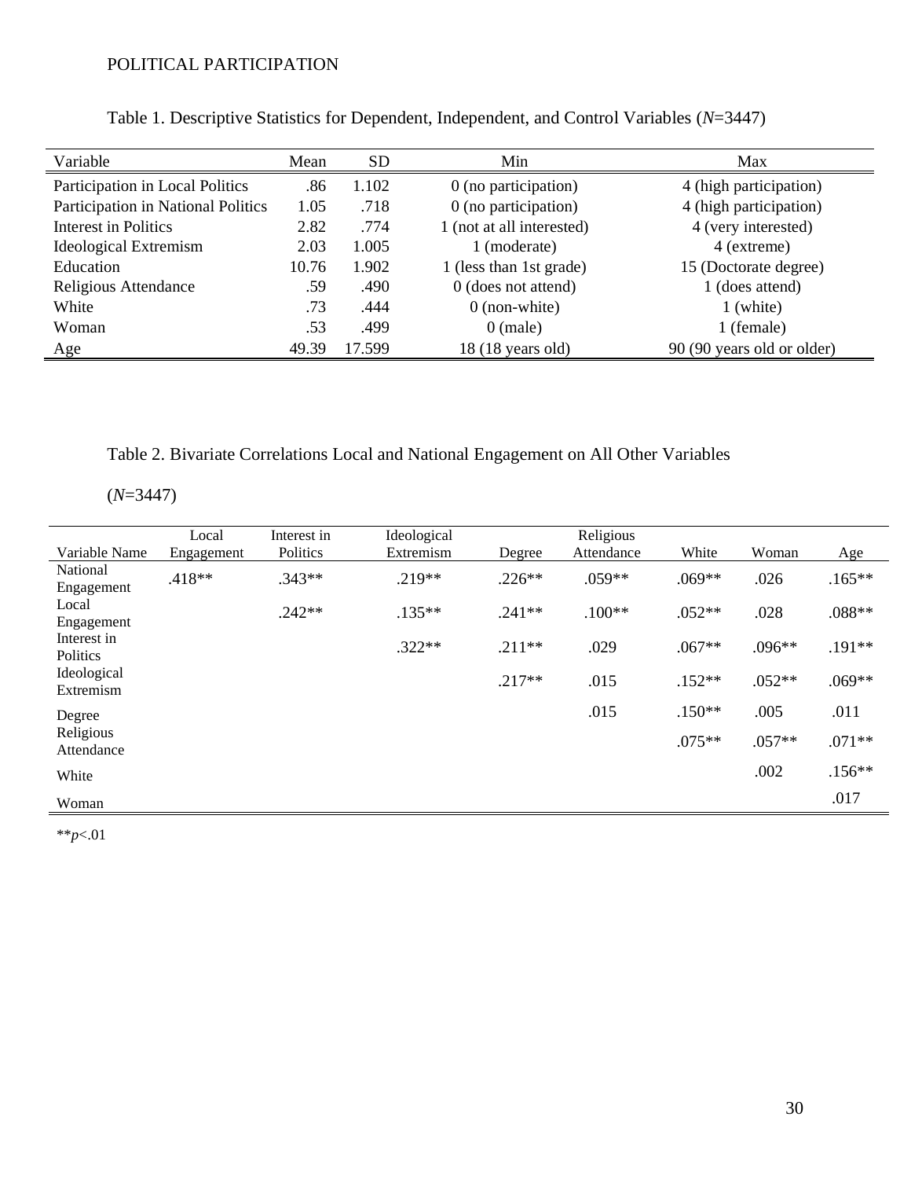Table 1. Descriptive Statistics for Dependent, Independent, and Control Variables (*N*=3447)

| Variable | Mean | SD | Min | Max |
|---|---|---|---|---|
| Participation in Local Politics | .86 | 1.102 | 0 (no participation) | 4 (high participation) |
| Participation in National Politics | 1.05 | .718 | 0 (no participation) | 4 (high participation) |
| Interest in Politics | 2.82 | .774 | 1 (not at all interested) | 4 (very interested) |
| Ideological Extremism | 2.03 | 1.005 | 1 (moderate) | 4 (extreme) |
| Education | 10.76 | 1.902 | 1 (less than 1st grade) | 15 (Doctorate degree) |
| Religious Attendance | .59 | .490 | 0 (does not attend) | 1 (does attend) |
| White | .73 | .444 | 0 (non-white) | 1 (white) |
| Woman | .53 | .499 | 0 (male) | 1 (female) |
| Age | 49.39 | 17.599 | 18 (18 years old) | 90 (90 years old or older) |

Table 2. Bivariate Correlations Local and National Engagement on All Other Variables

(*N*=3447)

| Variable Name | Local Engagement | Interest in Politics | Ideological Extremism | Degree | Religious Attendance | White | Woman | Age |
|---|---|---|---|---|---|---|---|---|
| National Engagement | .418** | .343** | .219** | .226** | .059** | .069** | .026 | .165** |
| Local Engagement | | .242** | .135** | .241** | .100** | .052** | .028 | .088** |
| Interest in Politics | | | .322** | .211** | .029 | .067** | .096** | .191** |
| Ideological Extremism | | | | .217** | .015 | .152** | .052** | .069** |
| Degree | | | | | .015 | .150** | .005 | .011 |
| Religious Attendance | | | | | | .075** | .057** | .071** |
| White | | | | | | | .002 | .156** |
| Woman | | | | | | | | .017 |

***p*<.01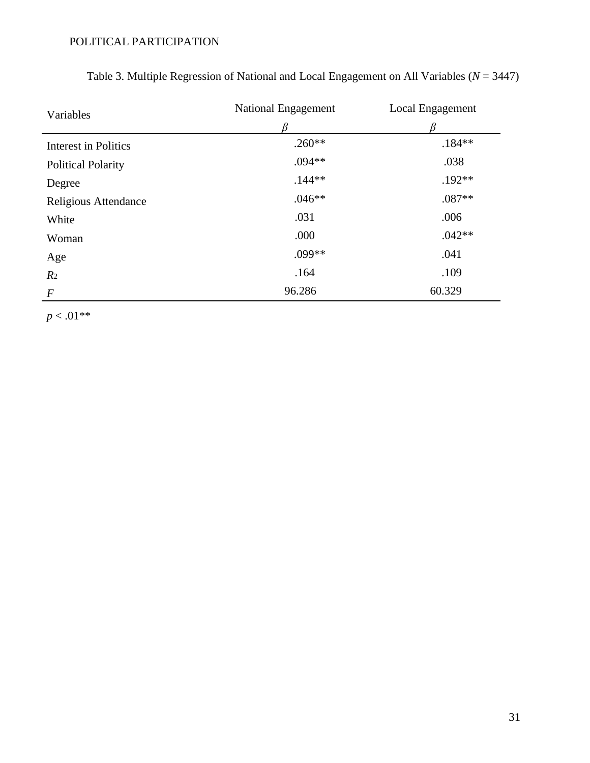Table 3. Multiple Regression of National and Local Engagement on All Variables (*N* = 3447)

| Variables | National Engagement | Local Engagement |
|---|---|---|
| | *β* | *β* |
| Interest in Politics | .260** | .184** |
| Political Polarity | .094** | .038 |
| Degree | .144** | .192** |
| Religious Attendance | .046** | .087** |
| White | .031 | .006 |
| Woman | .000 | .042** |
| Age | .099** | .041 |
| $R^2$ | .164 | .109 |
| *F* | 96.286 | 60.329 |

$p < .01$**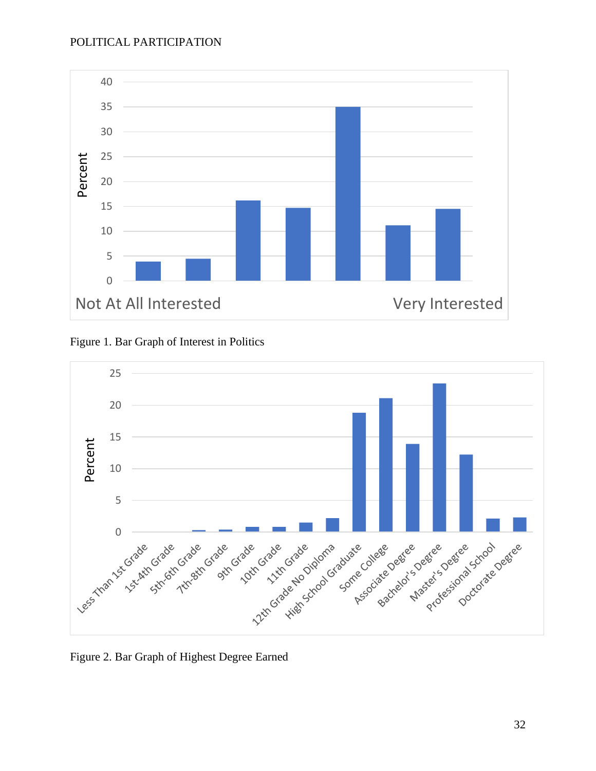Figure 1. Bar Graph of Interest in Politics

Figure 2. Bar Graph of Highest Degree Earned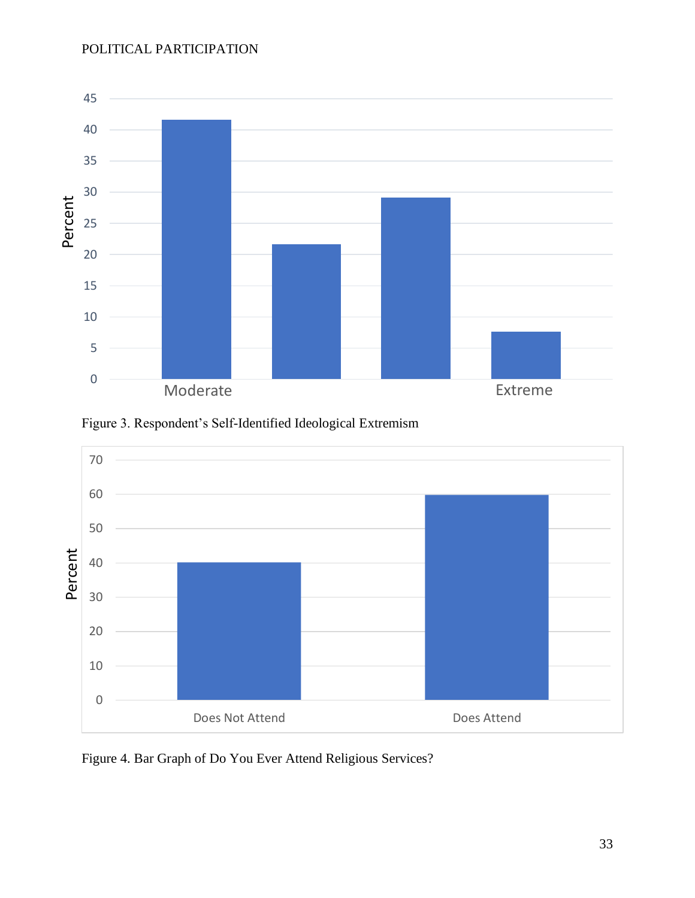Figure 3. Respondent's Self-Identified Ideological Extremism

Figure 4. Bar Graph of Do You Ever Attend Religious Services?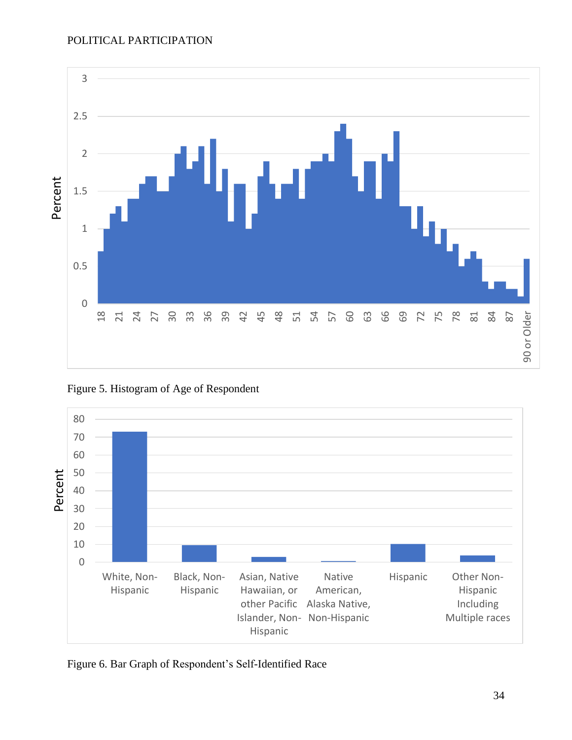Figure 5. Histogram of Age of Respondent

Figure 6. Bar Graph of Respondent's Self-Identified Race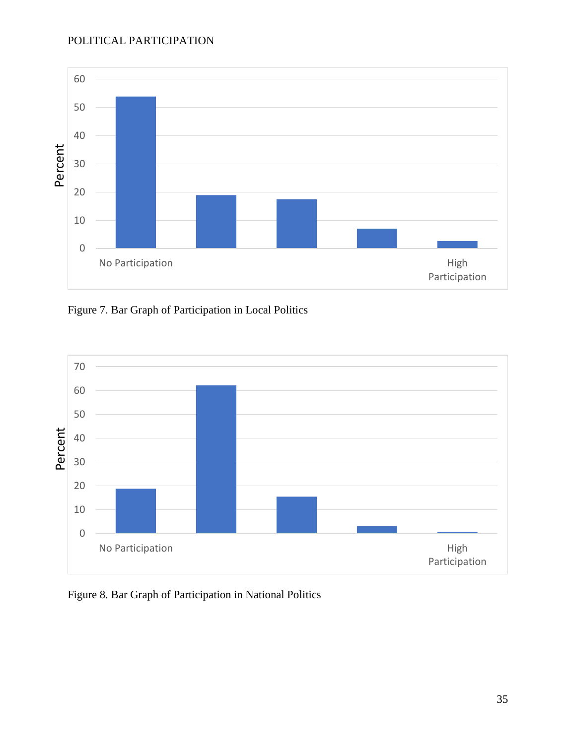60
50
40
30
20
10
0
Percent
No Participation
High Participation

Figure 7. Bar Graph of Participation in Local Politics

70
60
50
40
30
20
10
0
Percent
No Participation
High Participation

Figure 8. Bar Graph of Participation in National Politics